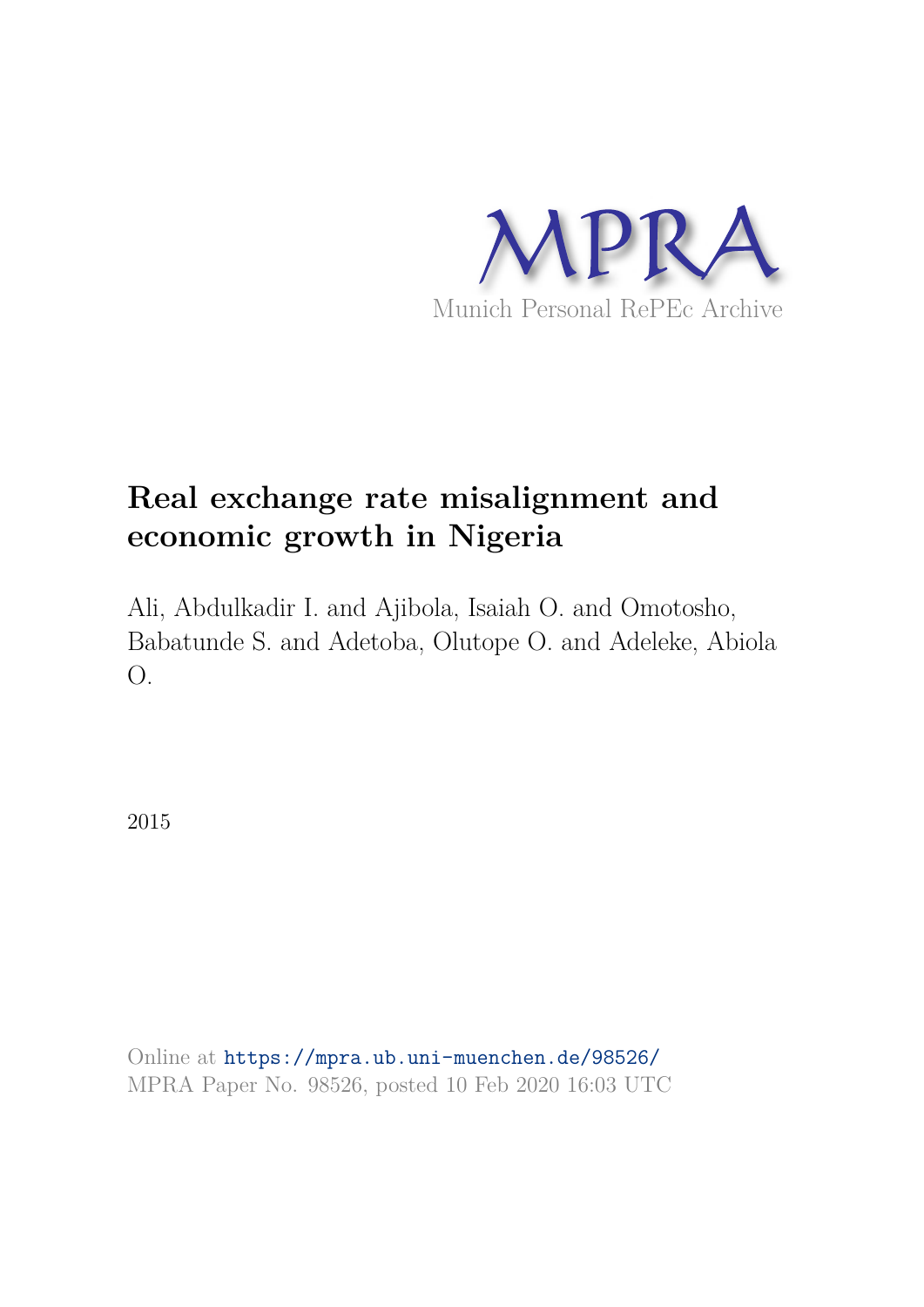MPRA

Munich Personal RePEc Archive

# Real exchange rate misalignment and economic growth in Nigeria

Ali, Abdulkadir I. and Ajibola, Isaiah O. and Omotosho, Babatunde S. and Adetoba, Olutope O. and Adeleke, Abiola O.

2015

Online at https://mpra.ub.uni-muenchen.de/98526/
MPRA Paper No. 98526, posted 10 Feb 2020 16:03 UTC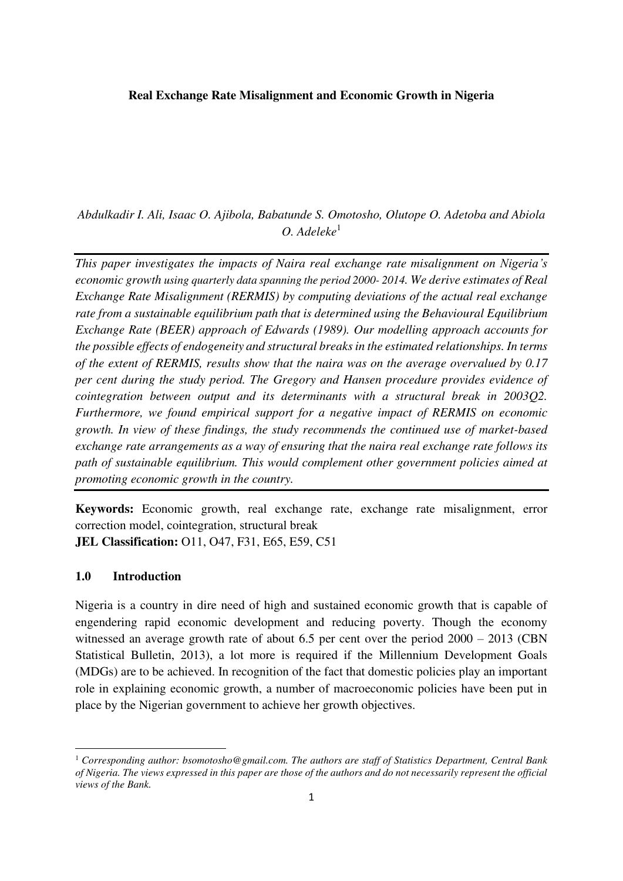**Real Exchange Rate Misalignment and Economic Growth in Nigeria**

*Abdulkadir I. Ali, Isaac O. Ajibola, Babatunde S. Omotosho, Olutope O. Adetoba and Abiola O. Adeleke*[1]

---

*This paper investigates the impacts of Naira real exchange rate misalignment on Nigeria's economic growth using quarterly data spanning the period 2000- 2014. We derive estimates of Real Exchange Rate Misalignment (RERMIS) by computing deviations of the actual real exchange rate from a sustainable equilibrium path that is determined using the Behavioural Equilibrium Exchange Rate (BEER) approach of Edwards (1989). Our modelling approach accounts for the possible effects of endogeneity and structural breaks in the estimated relationships. In terms of the extent of RERMIS, results show that the naira was on the average overvalued by 0.17 per cent during the study period. The Gregory and Hansen procedure provides evidence of cointegration between output and its determinants with a structural break in 2003Q2. Furthermore, we found empirical support for a negative impact of RERMIS on economic growth. In view of these findings, the study recommends the continued use of market-based exchange rate arrangements as a way of ensuring that the naira real exchange rate follows its path of sustainable equilibrium. This would complement other government policies aimed at promoting economic growth in the country.*

---

**Keywords:** Economic growth, real exchange rate, exchange rate misalignment, error correction model, cointegration, structural break

**JEL Classification:** O11, O47, F31, E65, E59, C51

## 1.0 Introduction

Nigeria is a country in dire need of high and sustained economic growth that is capable of engendering rapid economic development and reducing poverty. Though the economy witnessed an average growth rate of about 6.5 per cent over the period 2000 – 2013 (CBN Statistical Bulletin, 2013), a lot more is required if the Millennium Development Goals (MDGs) are to be achieved. In recognition of the fact that domestic policies play an important role in explaining economic growth, a number of macroeconomic policies have been put in place by the Nigerian government to achieve her growth objectives.

---

[1] *Corresponding author: bsomotosho@gmail.com. The authors are staff of Statistics Department, Central Bank of Nigeria. The views expressed in this paper are those of the authors and do not necessarily represent the official views of the Bank.*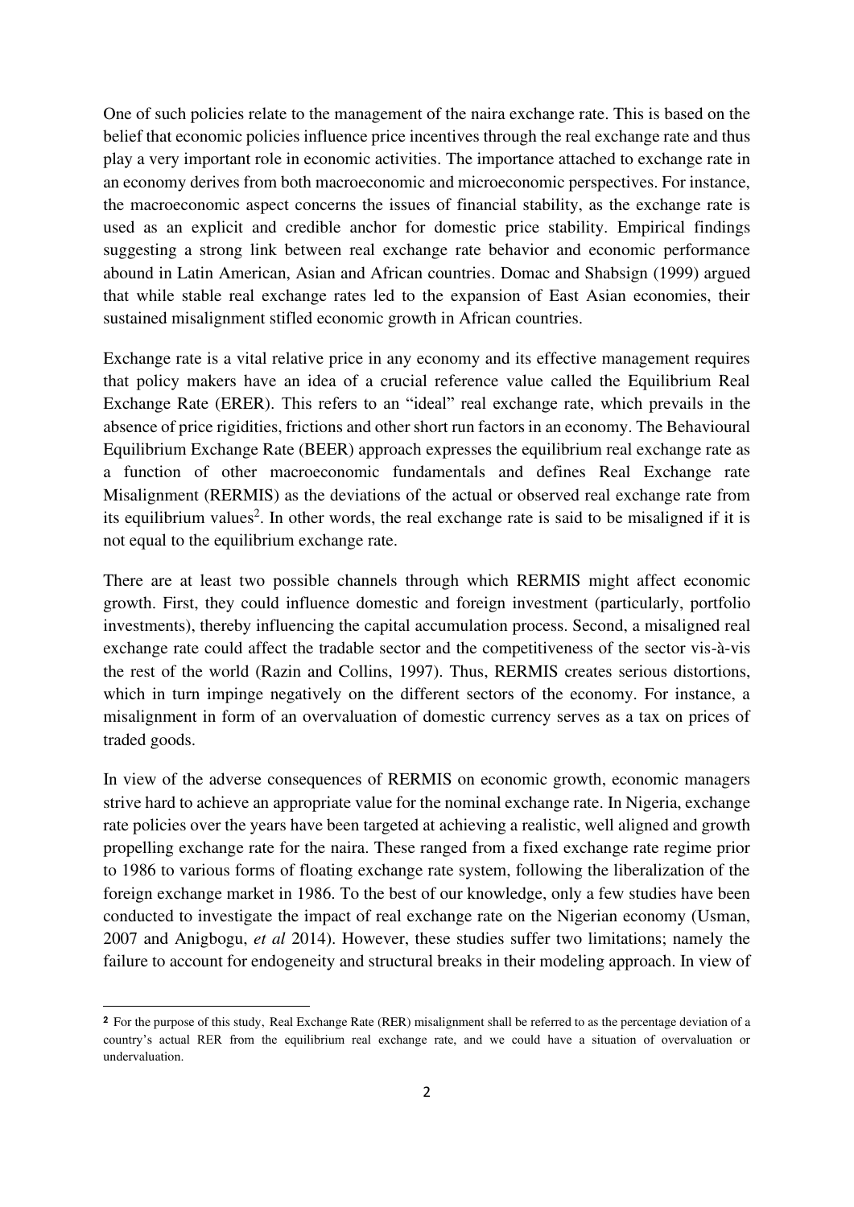One of such policies relate to the management of the naira exchange rate. This is based on the belief that economic policies influence price incentives through the real exchange rate and thus play a very important role in economic activities. The importance attached to exchange rate in an economy derives from both macroeconomic and microeconomic perspectives. For instance, the macroeconomic aspect concerns the issues of financial stability, as the exchange rate is used as an explicit and credible anchor for domestic price stability. Empirical findings suggesting a strong link between real exchange rate behavior and economic performance abound in Latin American, Asian and African countries. Domac and Shabsign (1999) argued that while stable real exchange rates led to the expansion of East Asian economies, their sustained misalignment stifled economic growth in African countries.

Exchange rate is a vital relative price in any economy and its effective management requires that policy makers have an idea of a crucial reference value called the Equilibrium Real Exchange Rate (ERER). This refers to an "ideal" real exchange rate, which prevails in the absence of price rigidities, frictions and other short run factors in an economy. The Behavioural Equilibrium Exchange Rate (BEER) approach expresses the equilibrium real exchange rate as a function of other macroeconomic fundamentals and defines Real Exchange rate Misalignment (RERMIS) as the deviations of the actual or observed real exchange rate from its equilibrium values[2]. In other words, the real exchange rate is said to be misaligned if it is not equal to the equilibrium exchange rate.

There are at least two possible channels through which RERMIS might affect economic growth. First, they could influence domestic and foreign investment (particularly, portfolio investments), thereby influencing the capital accumulation process. Second, a misaligned real exchange rate could affect the tradable sector and the competitiveness of the sector vis-à-vis the rest of the world (Razin and Collins, 1997). Thus, RERMIS creates serious distortions, which in turn impinge negatively on the different sectors of the economy. For instance, a misalignment in form of an overvaluation of domestic currency serves as a tax on prices of traded goods.

In view of the adverse consequences of RERMIS on economic growth, economic managers strive hard to achieve an appropriate value for the nominal exchange rate. In Nigeria, exchange rate policies over the years have been targeted at achieving a realistic, well aligned and growth propelling exchange rate for the naira. These ranged from a fixed exchange rate regime prior to 1986 to various forms of floating exchange rate system, following the liberalization of the foreign exchange market in 1986. To the best of our knowledge, only a few studies have been conducted to investigate the impact of real exchange rate on the Nigerian economy (Usman, 2007 and Anigbogu, *et al* 2014). However, these studies suffer two limitations; namely the failure to account for endogeneity and structural breaks in their modeling approach. In view of

---

[2] For the purpose of this study, Real Exchange Rate (RER) misalignment shall be referred to as the percentage deviation of a country's actual RER from the equilibrium real exchange rate, and we could have a situation of overvaluation or undervaluation.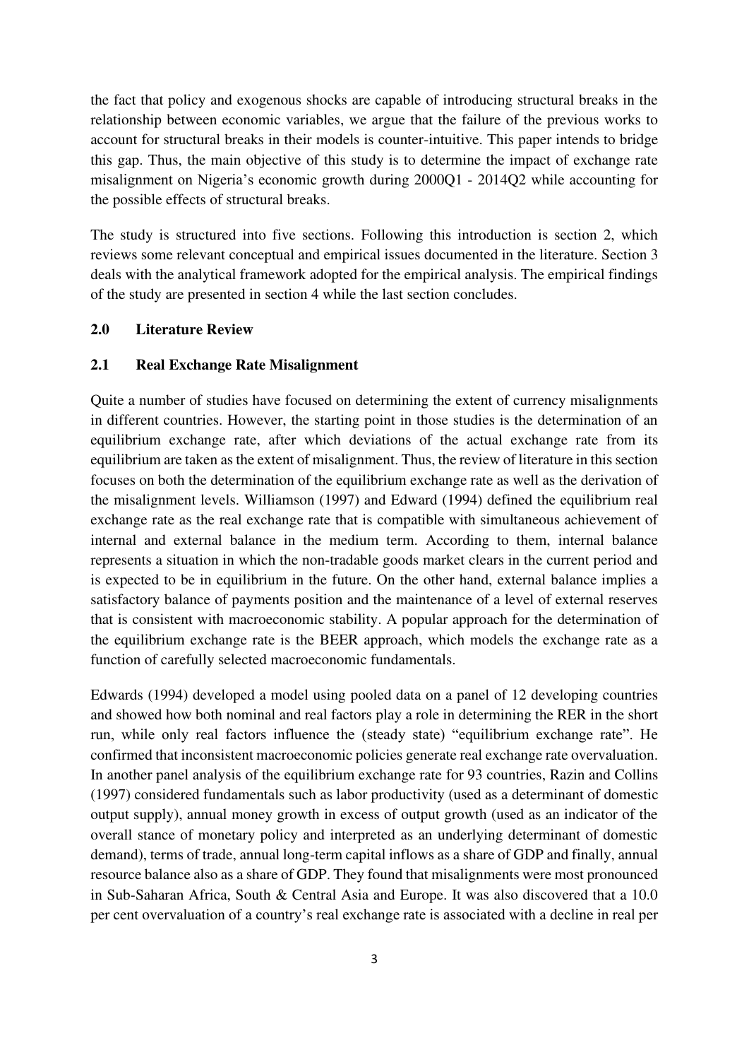the fact that policy and exogenous shocks are capable of introducing structural breaks in the relationship between economic variables, we argue that the failure of the previous works to account for structural breaks in their models is counter-intuitive. This paper intends to bridge this gap. Thus, the main objective of this study is to determine the impact of exchange rate misalignment on Nigeria's economic growth during 2000Q1 - 2014Q2 while accounting for the possible effects of structural breaks.

The study is structured into five sections. Following this introduction is section 2, which reviews some relevant conceptual and empirical issues documented in the literature. Section 3 deals with the analytical framework adopted for the empirical analysis. The empirical findings of the study are presented in section 4 while the last section concludes.

## 2.0 Literature Review

### 2.1 Real Exchange Rate Misalignment

Quite a number of studies have focused on determining the extent of currency misalignments in different countries. However, the starting point in those studies is the determination of an equilibrium exchange rate, after which deviations of the actual exchange rate from its equilibrium are taken as the extent of misalignment. Thus, the review of literature in this section focuses on both the determination of the equilibrium exchange rate as well as the derivation of the misalignment levels. Williamson (1997) and Edward (1994) defined the equilibrium real exchange rate as the real exchange rate that is compatible with simultaneous achievement of internal and external balance in the medium term. According to them, internal balance represents a situation in which the non-tradable goods market clears in the current period and is expected to be in equilibrium in the future. On the other hand, external balance implies a satisfactory balance of payments position and the maintenance of a level of external reserves that is consistent with macroeconomic stability. A popular approach for the determination of the equilibrium exchange rate is the BEER approach, which models the exchange rate as a function of carefully selected macroeconomic fundamentals.

Edwards (1994) developed a model using pooled data on a panel of 12 developing countries and showed how both nominal and real factors play a role in determining the RER in the short run, while only real factors influence the (steady state) "equilibrium exchange rate". He confirmed that inconsistent macroeconomic policies generate real exchange rate overvaluation. In another panel analysis of the equilibrium exchange rate for 93 countries, Razin and Collins (1997) considered fundamentals such as labor productivity (used as a determinant of domestic output supply), annual money growth in excess of output growth (used as an indicator of the overall stance of monetary policy and interpreted as an underlying determinant of domestic demand), terms of trade, annual long-term capital inflows as a share of GDP and finally, annual resource balance also as a share of GDP. They found that misalignments were most pronounced in Sub-Saharan Africa, South & Central Asia and Europe. It was also discovered that a 10.0 per cent overvaluation of a country's real exchange rate is associated with a decline in real per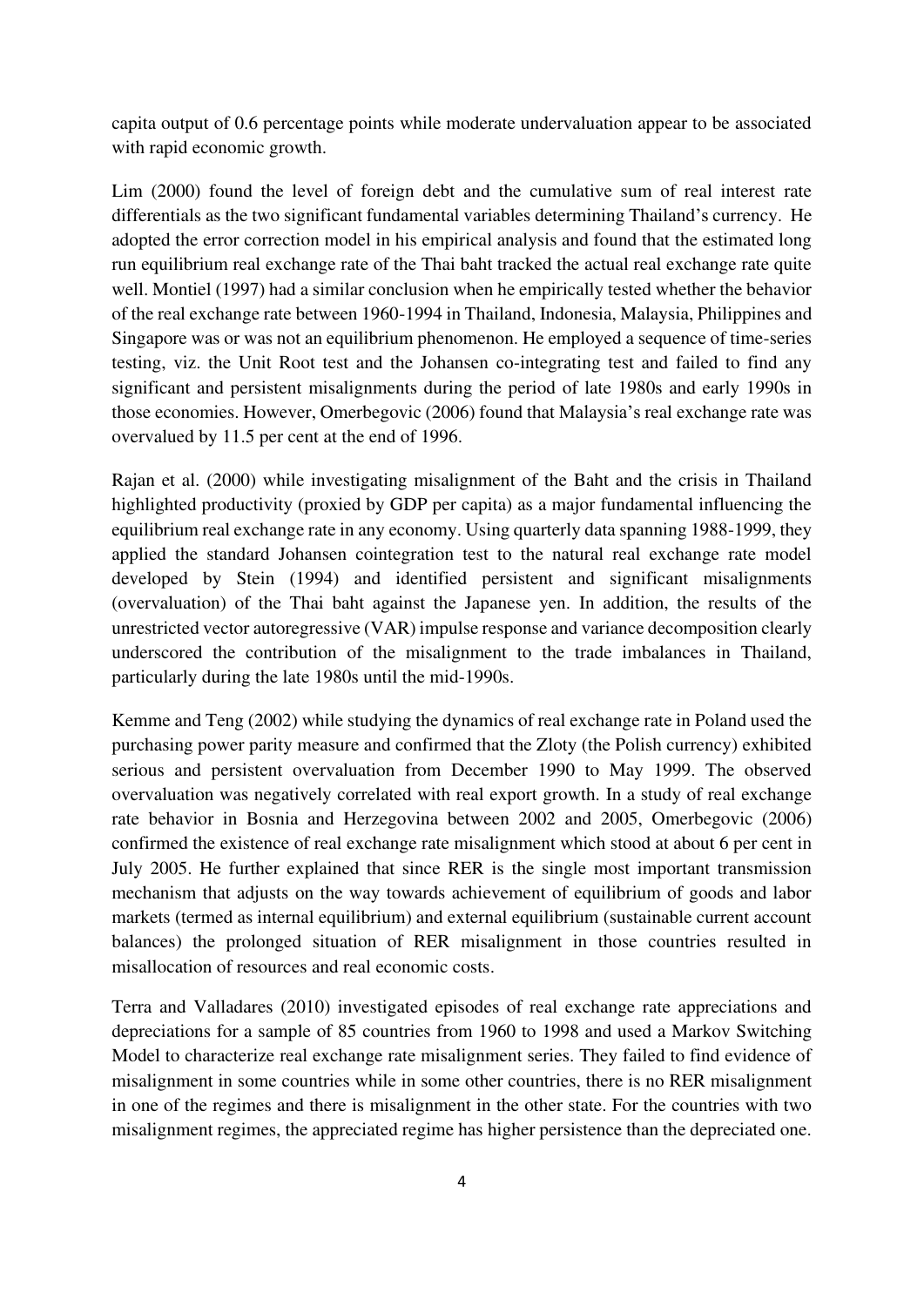capita output of 0.6 percentage points while moderate undervaluation appear to be associated with rapid economic growth.

Lim (2000) found the level of foreign debt and the cumulative sum of real interest rate differentials as the two significant fundamental variables determining Thailand's currency. He adopted the error correction model in his empirical analysis and found that the estimated long run equilibrium real exchange rate of the Thai baht tracked the actual real exchange rate quite well. Montiel (1997) had a similar conclusion when he empirically tested whether the behavior of the real exchange rate between 1960-1994 in Thailand, Indonesia, Malaysia, Philippines and Singapore was or was not an equilibrium phenomenon. He employed a sequence of time-series testing, viz. the Unit Root test and the Johansen co-integrating test and failed to find any significant and persistent misalignments during the period of late 1980s and early 1990s in those economies. However, Omerbegovic (2006) found that Malaysia's real exchange rate was overvalued by 11.5 per cent at the end of 1996.

Rajan et al. (2000) while investigating misalignment of the Baht and the crisis in Thailand highlighted productivity (proxied by GDP per capita) as a major fundamental influencing the equilibrium real exchange rate in any economy. Using quarterly data spanning 1988-1999, they applied the standard Johansen cointegration test to the natural real exchange rate model developed by Stein (1994) and identified persistent and significant misalignments (overvaluation) of the Thai baht against the Japanese yen. In addition, the results of the unrestricted vector autoregressive (VAR) impulse response and variance decomposition clearly underscored the contribution of the misalignment to the trade imbalances in Thailand, particularly during the late 1980s until the mid-1990s.

Kemme and Teng (2002) while studying the dynamics of real exchange rate in Poland used the purchasing power parity measure and confirmed that the Zloty (the Polish currency) exhibited serious and persistent overvaluation from December 1990 to May 1999. The observed overvaluation was negatively correlated with real export growth. In a study of real exchange rate behavior in Bosnia and Herzegovina between 2002 and 2005, Omerbegovic (2006) confirmed the existence of real exchange rate misalignment which stood at about 6 per cent in July 2005. He further explained that since RER is the single most important transmission mechanism that adjusts on the way towards achievement of equilibrium of goods and labor markets (termed as internal equilibrium) and external equilibrium (sustainable current account balances) the prolonged situation of RER misalignment in those countries resulted in misallocation of resources and real economic costs.

Terra and Valladares (2010) investigated episodes of real exchange rate appreciations and depreciations for a sample of 85 countries from 1960 to 1998 and used a Markov Switching Model to characterize real exchange rate misalignment series. They failed to find evidence of misalignment in some countries while in some other countries, there is no RER misalignment in one of the regimes and there is misalignment in the other state. For the countries with two misalignment regimes, the appreciated regime has higher persistence than the depreciated one.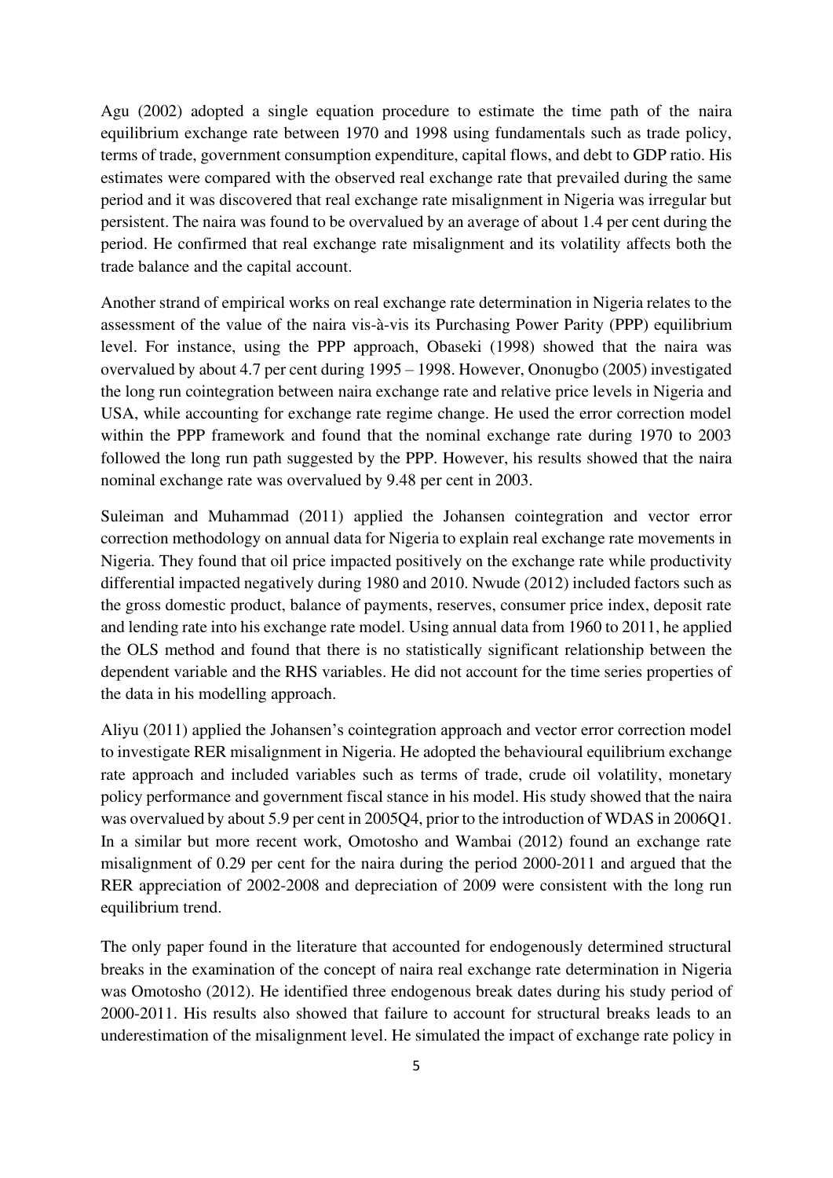Agu (2002) adopted a single equation procedure to estimate the time path of the naira equilibrium exchange rate between 1970 and 1998 using fundamentals such as trade policy, terms of trade, government consumption expenditure, capital flows, and debt to GDP ratio. His estimates were compared with the observed real exchange rate that prevailed during the same period and it was discovered that real exchange rate misalignment in Nigeria was irregular but persistent. The naira was found to be overvalued by an average of about 1.4 per cent during the period. He confirmed that real exchange rate misalignment and its volatility affects both the trade balance and the capital account.

Another strand of empirical works on real exchange rate determination in Nigeria relates to the assessment of the value of the naira vis-à-vis its Purchasing Power Parity (PPP) equilibrium level. For instance, using the PPP approach, Obaseki (1998) showed that the naira was overvalued by about 4.7 per cent during 1995 – 1998. However, Ononugbo (2005) investigated the long run cointegration between naira exchange rate and relative price levels in Nigeria and USA, while accounting for exchange rate regime change. He used the error correction model within the PPP framework and found that the nominal exchange rate during 1970 to 2003 followed the long run path suggested by the PPP. However, his results showed that the naira nominal exchange rate was overvalued by 9.48 per cent in 2003.

Suleiman and Muhammad (2011) applied the Johansen cointegration and vector error correction methodology on annual data for Nigeria to explain real exchange rate movements in Nigeria. They found that oil price impacted positively on the exchange rate while productivity differential impacted negatively during 1980 and 2010. Nwude (2012) included factors such as the gross domestic product, balance of payments, reserves, consumer price index, deposit rate and lending rate into his exchange rate model. Using annual data from 1960 to 2011, he applied the OLS method and found that there is no statistically significant relationship between the dependent variable and the RHS variables. He did not account for the time series properties of the data in his modelling approach.

Aliyu (2011) applied the Johansen's cointegration approach and vector error correction model to investigate RER misalignment in Nigeria. He adopted the behavioural equilibrium exchange rate approach and included variables such as terms of trade, crude oil volatility, monetary policy performance and government fiscal stance in his model. His study showed that the naira was overvalued by about 5.9 per cent in 2005Q4, prior to the introduction of WDAS in 2006Q1. In a similar but more recent work, Omotosho and Wambai (2012) found an exchange rate misalignment of 0.29 per cent for the naira during the period 2000-2011 and argued that the RER appreciation of 2002-2008 and depreciation of 2009 were consistent with the long run equilibrium trend.

The only paper found in the literature that accounted for endogenously determined structural breaks in the examination of the concept of naira real exchange rate determination in Nigeria was Omotosho (2012). He identified three endogenous break dates during his study period of 2000-2011. His results also showed that failure to account for structural breaks leads to an underestimation of the misalignment level. He simulated the impact of exchange rate policy in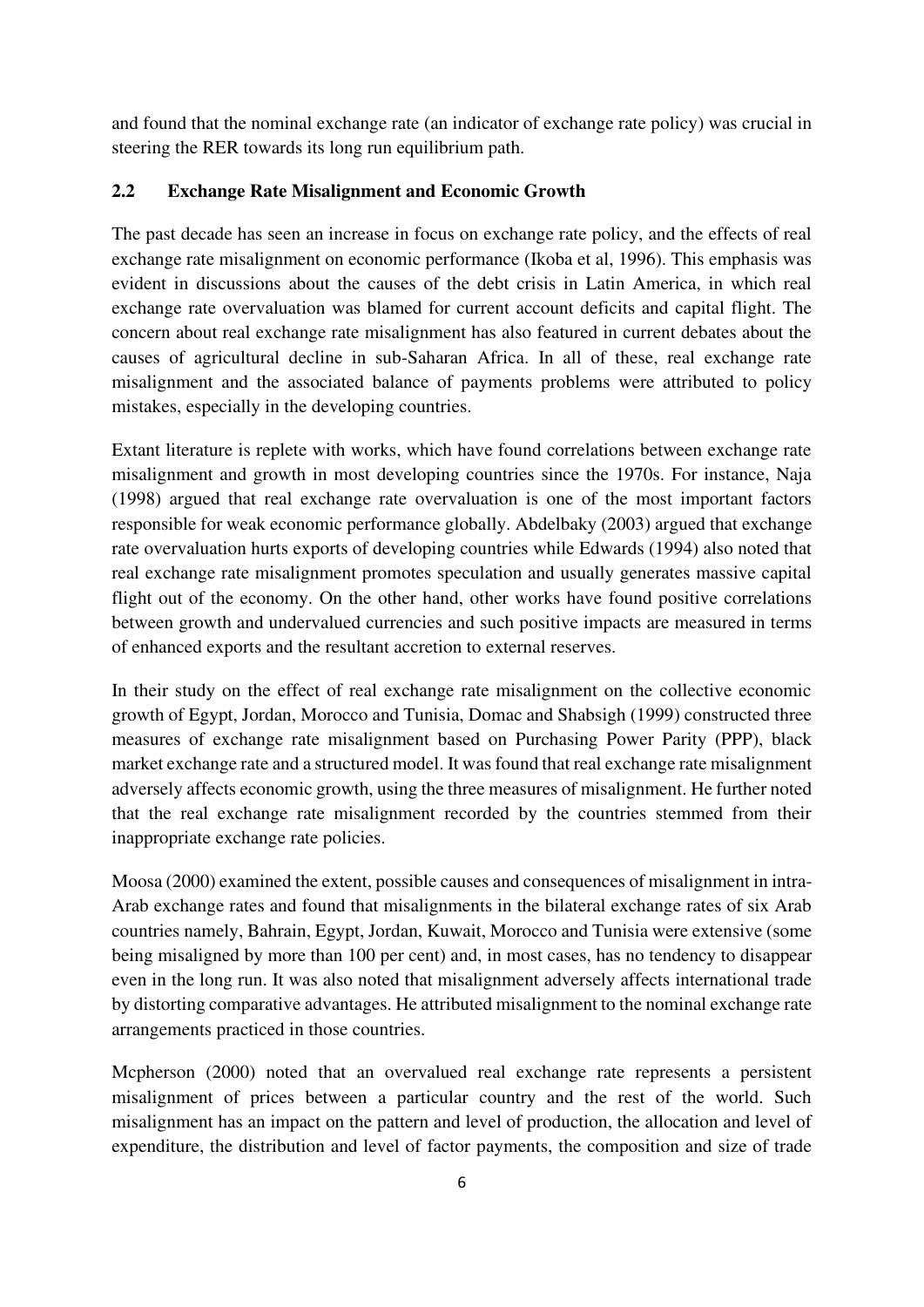and found that the nominal exchange rate (an indicator of exchange rate policy) was crucial in steering the RER towards its long run equilibrium path.

## 2.2 Exchange Rate Misalignment and Economic Growth

The past decade has seen an increase in focus on exchange rate policy, and the effects of real exchange rate misalignment on economic performance (Ikoba et al, 1996). This emphasis was evident in discussions about the causes of the debt crisis in Latin America, in which real exchange rate overvaluation was blamed for current account deficits and capital flight. The concern about real exchange rate misalignment has also featured in current debates about the causes of agricultural decline in sub-Saharan Africa. In all of these, real exchange rate misalignment and the associated balance of payments problems were attributed to policy mistakes, especially in the developing countries.

Extant literature is replete with works, which have found correlations between exchange rate misalignment and growth in most developing countries since the 1970s. For instance, Naja (1998) argued that real exchange rate overvaluation is one of the most important factors responsible for weak economic performance globally. Abdelbaky (2003) argued that exchange rate overvaluation hurts exports of developing countries while Edwards (1994) also noted that real exchange rate misalignment promotes speculation and usually generates massive capital flight out of the economy. On the other hand, other works have found positive correlations between growth and undervalued currencies and such positive impacts are measured in terms of enhanced exports and the resultant accretion to external reserves.

In their study on the effect of real exchange rate misalignment on the collective economic growth of Egypt, Jordan, Morocco and Tunisia, Domac and Shabsigh (1999) constructed three measures of exchange rate misalignment based on Purchasing Power Parity (PPP), black market exchange rate and a structured model. It was found that real exchange rate misalignment adversely affects economic growth, using the three measures of misalignment. He further noted that the real exchange rate misalignment recorded by the countries stemmed from their inappropriate exchange rate policies.

Moosa (2000) examined the extent, possible causes and consequences of misalignment in intra-Arab exchange rates and found that misalignments in the bilateral exchange rates of six Arab countries namely, Bahrain, Egypt, Jordan, Kuwait, Morocco and Tunisia were extensive (some being misaligned by more than 100 per cent) and, in most cases, has no tendency to disappear even in the long run. It was also noted that misalignment adversely affects international trade by distorting comparative advantages. He attributed misalignment to the nominal exchange rate arrangements practiced in those countries.

Mcpherson (2000) noted that an overvalued real exchange rate represents a persistent misalignment of prices between a particular country and the rest of the world. Such misalignment has an impact on the pattern and level of production, the allocation and level of expenditure, the distribution and level of factor payments, the composition and size of trade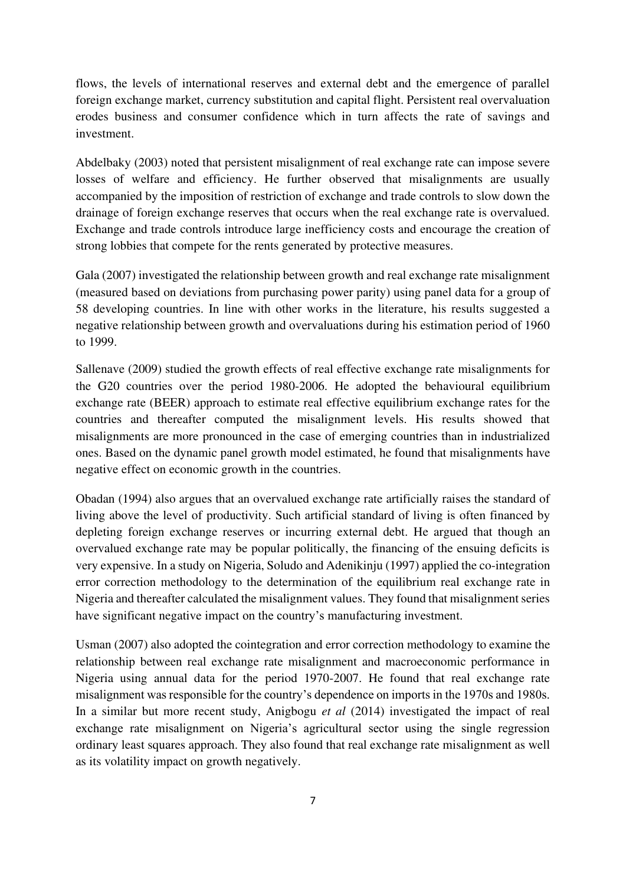flows, the levels of international reserves and external debt and the emergence of parallel foreign exchange market, currency substitution and capital flight. Persistent real overvaluation erodes business and consumer confidence which in turn affects the rate of savings and investment.

Abdelbaky (2003) noted that persistent misalignment of real exchange rate can impose severe losses of welfare and efficiency. He further observed that misalignments are usually accompanied by the imposition of restriction of exchange and trade controls to slow down the drainage of foreign exchange reserves that occurs when the real exchange rate is overvalued. Exchange and trade controls introduce large inefficiency costs and encourage the creation of strong lobbies that compete for the rents generated by protective measures.

Gala (2007) investigated the relationship between growth and real exchange rate misalignment (measured based on deviations from purchasing power parity) using panel data for a group of 58 developing countries. In line with other works in the literature, his results suggested a negative relationship between growth and overvaluations during his estimation period of 1960 to 1999.

Sallenave (2009) studied the growth effects of real effective exchange rate misalignments for the G20 countries over the period 1980-2006. He adopted the behavioural equilibrium exchange rate (BEER) approach to estimate real effective equilibrium exchange rates for the countries and thereafter computed the misalignment levels. His results showed that misalignments are more pronounced in the case of emerging countries than in industrialized ones. Based on the dynamic panel growth model estimated, he found that misalignments have negative effect on economic growth in the countries.

Obadan (1994) also argues that an overvalued exchange rate artificially raises the standard of living above the level of productivity. Such artificial standard of living is often financed by depleting foreign exchange reserves or incurring external debt. He argued that though an overvalued exchange rate may be popular politically, the financing of the ensuing deficits is very expensive. In a study on Nigeria, Soludo and Adenikinju (1997) applied the co-integration error correction methodology to the determination of the equilibrium real exchange rate in Nigeria and thereafter calculated the misalignment values. They found that misalignment series have significant negative impact on the country's manufacturing investment.

Usman (2007) also adopted the cointegration and error correction methodology to examine the relationship between real exchange rate misalignment and macroeconomic performance in Nigeria using annual data for the period 1970-2007. He found that real exchange rate misalignment was responsible for the country's dependence on imports in the 1970s and 1980s. In a similar but more recent study, Anigbogu *et al* (2014) investigated the impact of real exchange rate misalignment on Nigeria's agricultural sector using the single regression ordinary least squares approach. They also found that real exchange rate misalignment as well as its volatility impact on growth negatively.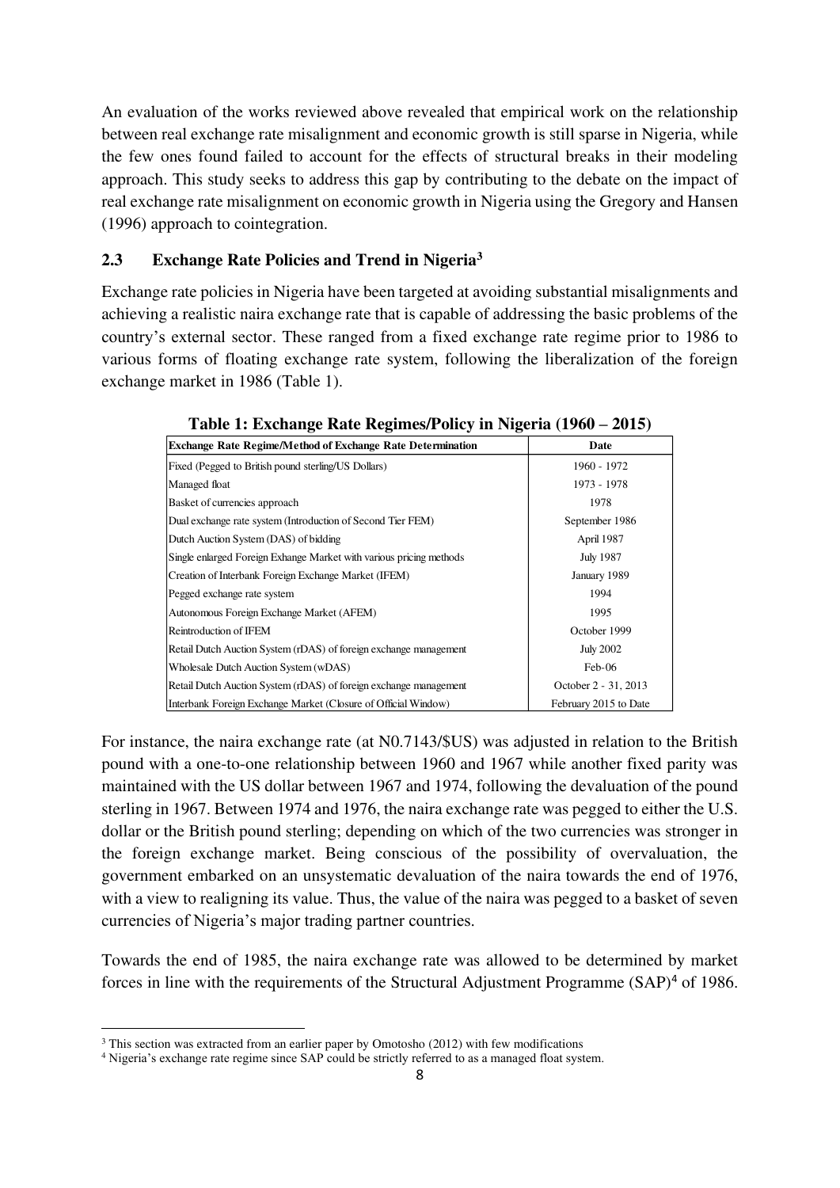An evaluation of the works reviewed above revealed that empirical work on the relationship between real exchange rate misalignment and economic growth is still sparse in Nigeria, while the few ones found failed to account for the effects of structural breaks in their modeling approach. This study seeks to address this gap by contributing to the debate on the impact of real exchange rate misalignment on economic growth in Nigeria using the Gregory and Hansen (1996) approach to cointegration.

## 2.3 Exchange Rate Policies and Trend in Nigeria[3]

Exchange rate policies in Nigeria have been targeted at avoiding substantial misalignments and achieving a realistic naira exchange rate that is capable of addressing the basic problems of the country's external sector. These ranged from a fixed exchange rate regime prior to 1986 to various forms of floating exchange rate system, following the liberalization of the foreign exchange market in 1986 (Table 1).

**Table 1: Exchange Rate Regimes/Policy in Nigeria (1960 – 2015)**

| Exchange Rate Regime/Method of Exchange Rate Determination | Date |
|---|---|
| Fixed (Pegged to British pound sterling/US Dollars) | 1960 - 1972 |
| Managed float | 1973 - 1978 |
| Basket of currencies approach | 1978 |
| Dual exchange rate system (Introduction of Second Tier FEM) | September 1986 |
| Dutch Auction System (DAS) of bidding | April 1987 |
| Single enlarged Foreign Exhange Market with various pricing methods | July 1987 |
| Creation of Interbank Foreign Exchange Market (IFEM) | January 1989 |
| Pegged exchange rate system | 1994 |
| Autonomous Foreign Exchange Market (AFEM) | 1995 |
| Reintroduction of IFEM | October 1999 |
| Retail Dutch Auction System (rDAS) of foreign exchange management | July 2002 |
| Wholesale Dutch Auction System (wDAS) | Feb-06 |
| Retail Dutch Auction System (rDAS) of foreign exchange management | October 2 - 31, 2013 |
| Interbank Foreign Exchange Market (Closure of Official Window) | February 2015 to Date |

For instance, the naira exchange rate (at N0.7143/$US) was adjusted in relation to the British pound with a one-to-one relationship between 1960 and 1967 while another fixed parity was maintained with the US dollar between 1967 and 1974, following the devaluation of the pound sterling in 1967. Between 1974 and 1976, the naira exchange rate was pegged to either the U.S. dollar or the British pound sterling; depending on which of the two currencies was stronger in the foreign exchange market. Being conscious of the possibility of overvaluation, the government embarked on an unsystematic devaluation of the naira towards the end of 1976, with a view to realigning its value. Thus, the value of the naira was pegged to a basket of seven currencies of Nigeria's major trading partner countries.

Towards the end of 1985, the naira exchange rate was allowed to be determined by market forces in line with the requirements of the Structural Adjustment Programme (SAP)[4] of 1986.

[3] This section was extracted from an earlier paper by Omotosho (2012) with few modifications

[4] Nigeria's exchange rate regime since SAP could be strictly referred to as a managed float system.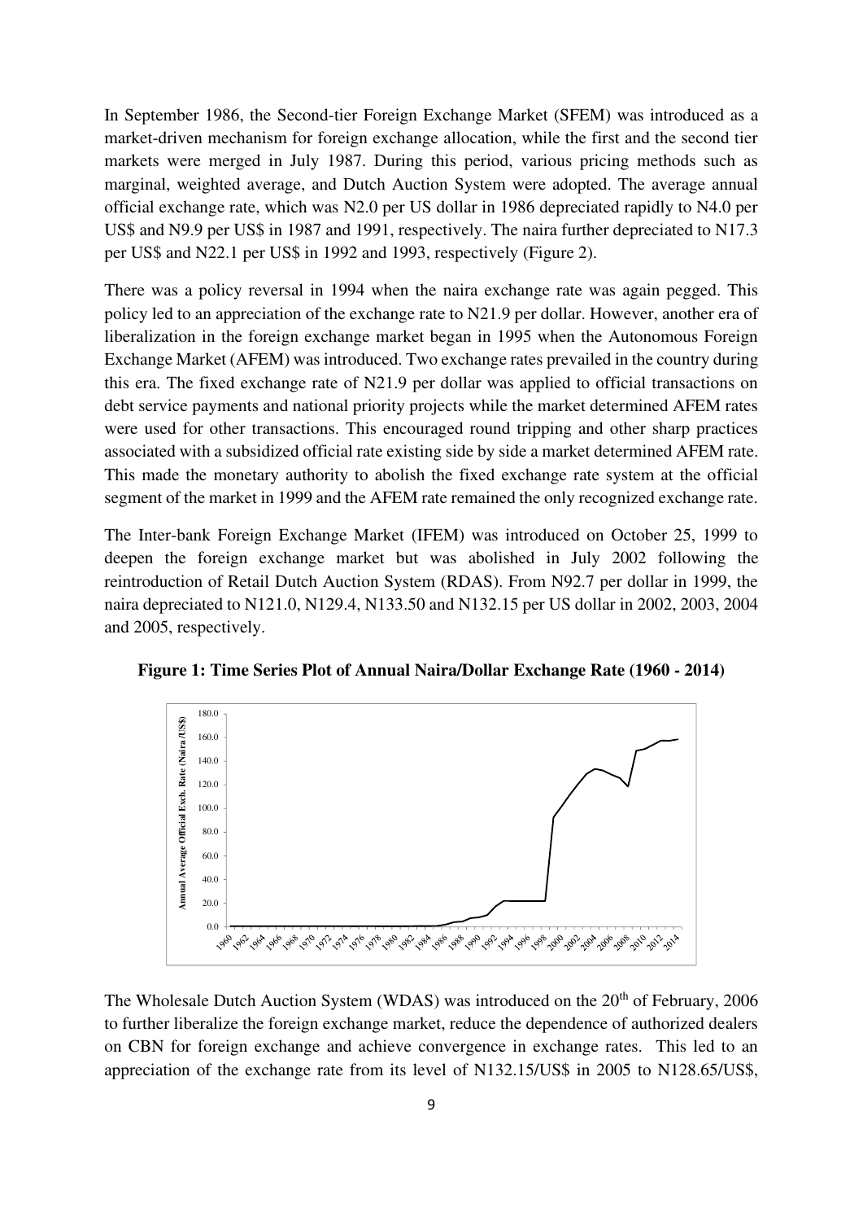In September 1986, the Second-tier Foreign Exchange Market (SFEM) was introduced as a market-driven mechanism for foreign exchange allocation, while the first and the second tier markets were merged in July 1987. During this period, various pricing methods such as marginal, weighted average, and Dutch Auction System were adopted. The average annual official exchange rate, which was N2.0 per US dollar in 1986 depreciated rapidly to N4.0 per US$ and N9.9 per US$ in 1987 and 1991, respectively. The naira further depreciated to N17.3 per US$ and N22.1 per US$ in 1992 and 1993, respectively (Figure 2).

There was a policy reversal in 1994 when the naira exchange rate was again pegged. This policy led to an appreciation of the exchange rate to N21.9 per dollar. However, another era of liberalization in the foreign exchange market began in 1995 when the Autonomous Foreign Exchange Market (AFEM) was introduced. Two exchange rates prevailed in the country during this era. The fixed exchange rate of N21.9 per dollar was applied to official transactions on debt service payments and national priority projects while the market determined AFEM rates were used for other transactions. This encouraged round tripping and other sharp practices associated with a subsidized official rate existing side by side a market determined AFEM rate. This made the monetary authority to abolish the fixed exchange rate system at the official segment of the market in 1999 and the AFEM rate remained the only recognized exchange rate.

The Inter-bank Foreign Exchange Market (IFEM) was introduced on October 25, 1999 to deepen the foreign exchange market but was abolished in July 2002 following the reintroduction of Retail Dutch Auction System (RDAS). From N92.7 per dollar in 1999, the naira depreciated to N121.0, N129.4, N133.50 and N132.15 per US dollar in 2002, 2003, 2004 and 2005, respectively.

**Figure 1: Time Series Plot of Annual Naira/Dollar Exchange Rate (1960 - 2014)**

The Wholesale Dutch Auction System (WDAS) was introduced on the 20th of February, 2006 to further liberalize the foreign exchange market, reduce the dependence of authorized dealers on CBN for foreign exchange and achieve convergence in exchange rates. This led to an appreciation of the exchange rate from its level of N132.15/US$ in 2005 to N128.65/US$,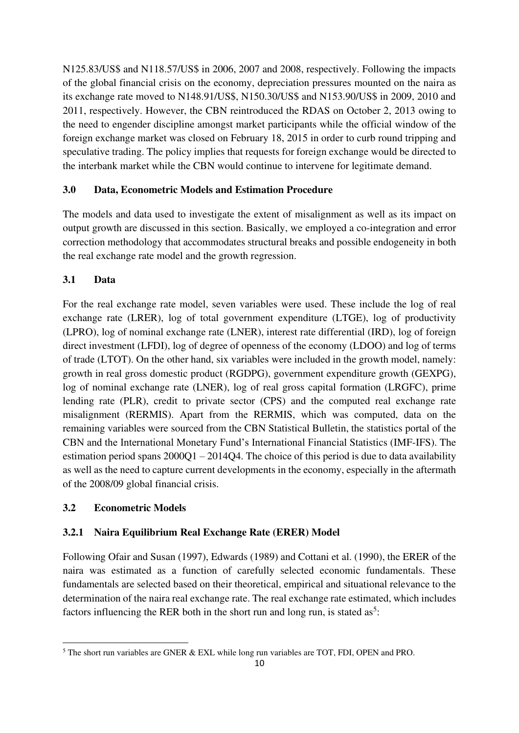N125.83/US$ and N118.57/US$ in 2006, 2007 and 2008, respectively. Following the impacts of the global financial crisis on the economy, depreciation pressures mounted on the naira as its exchange rate moved to N148.91/US$, N150.30/US$ and N153.90/US$ in 2009, 2010 and 2011, respectively. However, the CBN reintroduced the RDAS on October 2, 2013 owing to the need to engender discipline amongst market participants while the official window of the foreign exchange market was closed on February 18, 2015 in order to curb round tripping and speculative trading. The policy implies that requests for foreign exchange would be directed to the interbank market while the CBN would continue to intervene for legitimate demand.

## 3.0 Data, Econometric Models and Estimation Procedure

The models and data used to investigate the extent of misalignment as well as its impact on output growth are discussed in this section. Basically, we employed a co-integration and error correction methodology that accommodates structural breaks and possible endogeneity in both the real exchange rate model and the growth regression.

### 3.1 Data

For the real exchange rate model, seven variables were used. These include the log of real exchange rate (LRER), log of total government expenditure (LTGE), log of productivity (LPRO), log of nominal exchange rate (LNER), interest rate differential (IRD), log of foreign direct investment (LFDI), log of degree of openness of the economy (LDOO) and log of terms of trade (LTOT). On the other hand, six variables were included in the growth model, namely: growth in real gross domestic product (RGDPG), government expenditure growth (GEXPG), log of nominal exchange rate (LNER), log of real gross capital formation (LRGFC), prime lending rate (PLR), credit to private sector (CPS) and the computed real exchange rate misalignment (RERMIS). Apart from the RERMIS, which was computed, data on the remaining variables were sourced from the CBN Statistical Bulletin, the statistics portal of the CBN and the International Monetary Fund's International Financial Statistics (IMF-IFS). The estimation period spans 2000Q1 – 2014Q4. The choice of this period is due to data availability as well as the need to capture current developments in the economy, especially in the aftermath of the 2008/09 global financial crisis.

### 3.2 Econometric Models

#### 3.2.1 Naira Equilibrium Real Exchange Rate (ERER) Model

Following Ofair and Susan (1997), Edwards (1989) and Cottani et al. (1990), the ERER of the naira was estimated as a function of carefully selected economic fundamentals. These fundamentals are selected based on their theoretical, empirical and situational relevance to the determination of the naira real exchange rate. The real exchange rate estimated, which includes factors influencing the RER both in the short run and long run, is stated as[5]:

[5] The short run variables are GNER & EXL while long run variables are TOT, FDI, OPEN and PRO.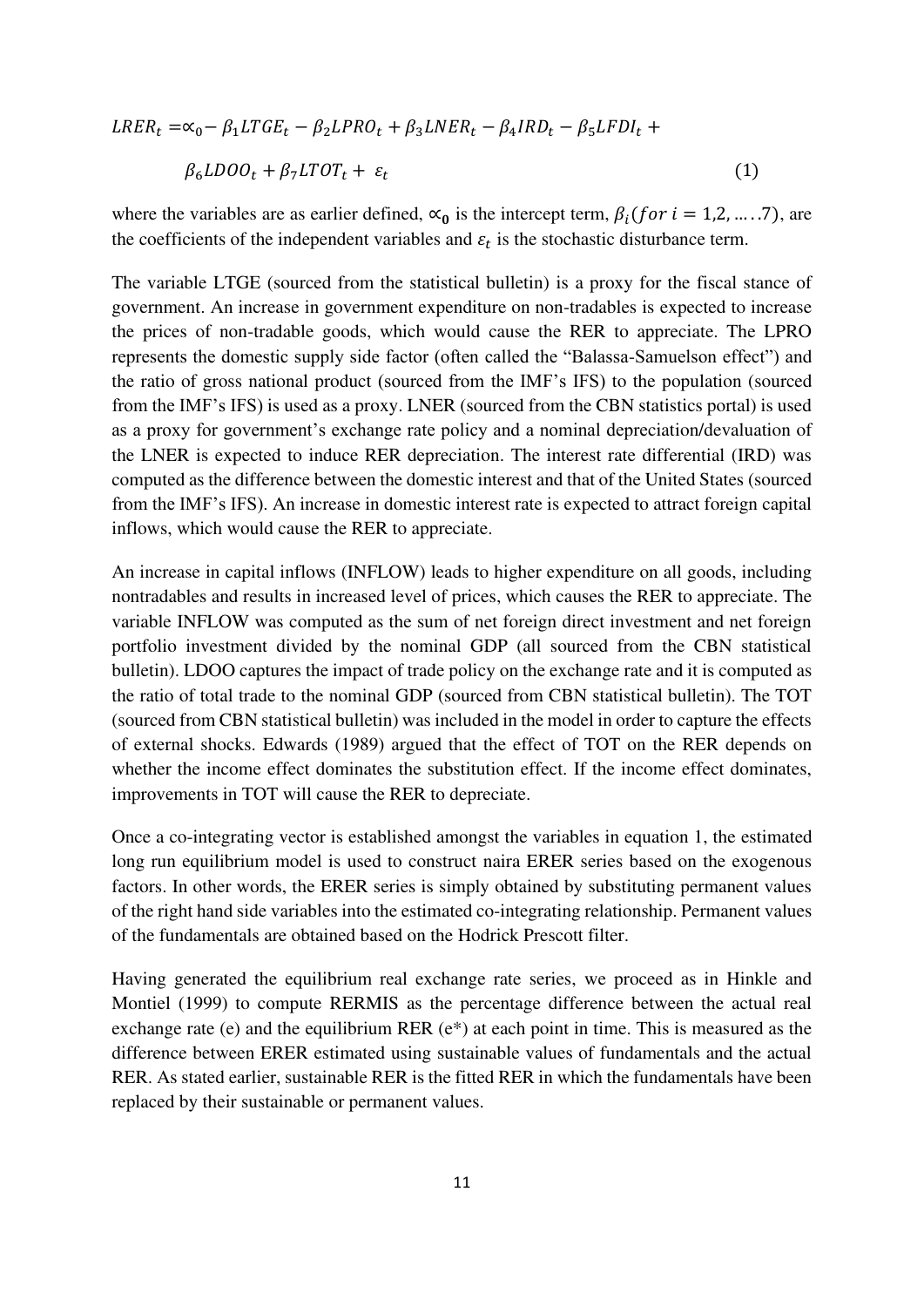$$LRER_t = \propto_0 - \beta_1 LTGE_t - \beta_2 LPRO_t + \beta_3 LNER_t - \beta_4 IRD_t - \beta_5 LFDI_t + \beta_6 LDOO_t + \beta_7 LTOT_t + \varepsilon_t \quad (1)$$

where the variables are as earlier defined, $\propto_0$ is the intercept term, $\beta_i (for\ i = 1,2, \ldots .7)$, are the coefficients of the independent variables and $\varepsilon_t$ is the stochastic disturbance term.

The variable LTGE (sourced from the statistical bulletin) is a proxy for the fiscal stance of government. An increase in government expenditure on non-tradables is expected to increase the prices of non-tradable goods, which would cause the RER to appreciate. The LPRO represents the domestic supply side factor (often called the "Balassa-Samuelson effect") and the ratio of gross national product (sourced from the IMF's IFS) to the population (sourced from the IMF's IFS) is used as a proxy. LNER (sourced from the CBN statistics portal) is used as a proxy for government's exchange rate policy and a nominal depreciation/devaluation of the LNER is expected to induce RER depreciation. The interest rate differential (IRD) was computed as the difference between the domestic interest and that of the United States (sourced from the IMF's IFS). An increase in domestic interest rate is expected to attract foreign capital inflows, which would cause the RER to appreciate.

An increase in capital inflows (INFLOW) leads to higher expenditure on all goods, including nontradables and results in increased level of prices, which causes the RER to appreciate. The variable INFLOW was computed as the sum of net foreign direct investment and net foreign portfolio investment divided by the nominal GDP (all sourced from the CBN statistical bulletin). LDOO captures the impact of trade policy on the exchange rate and it is computed as the ratio of total trade to the nominal GDP (sourced from CBN statistical bulletin). The TOT (sourced from CBN statistical bulletin) was included in the model in order to capture the effects of external shocks. Edwards (1989) argued that the effect of TOT on the RER depends on whether the income effect dominates the substitution effect. If the income effect dominates, improvements in TOT will cause the RER to depreciate.

Once a co-integrating vector is established amongst the variables in equation 1, the estimated long run equilibrium model is used to construct naira ERER series based on the exogenous factors. In other words, the ERER series is simply obtained by substituting permanent values of the right hand side variables into the estimated co-integrating relationship. Permanent values of the fundamentals are obtained based on the Hodrick Prescott filter.

Having generated the equilibrium real exchange rate series, we proceed as in Hinkle and Montiel (1999) to compute RERMIS as the percentage difference between the actual real exchange rate (e) and the equilibrium RER (e*) at each point in time. This is measured as the difference between ERER estimated using sustainable values of fundamentals and the actual RER. As stated earlier, sustainable RER is the fitted RER in which the fundamentals have been replaced by their sustainable or permanent values.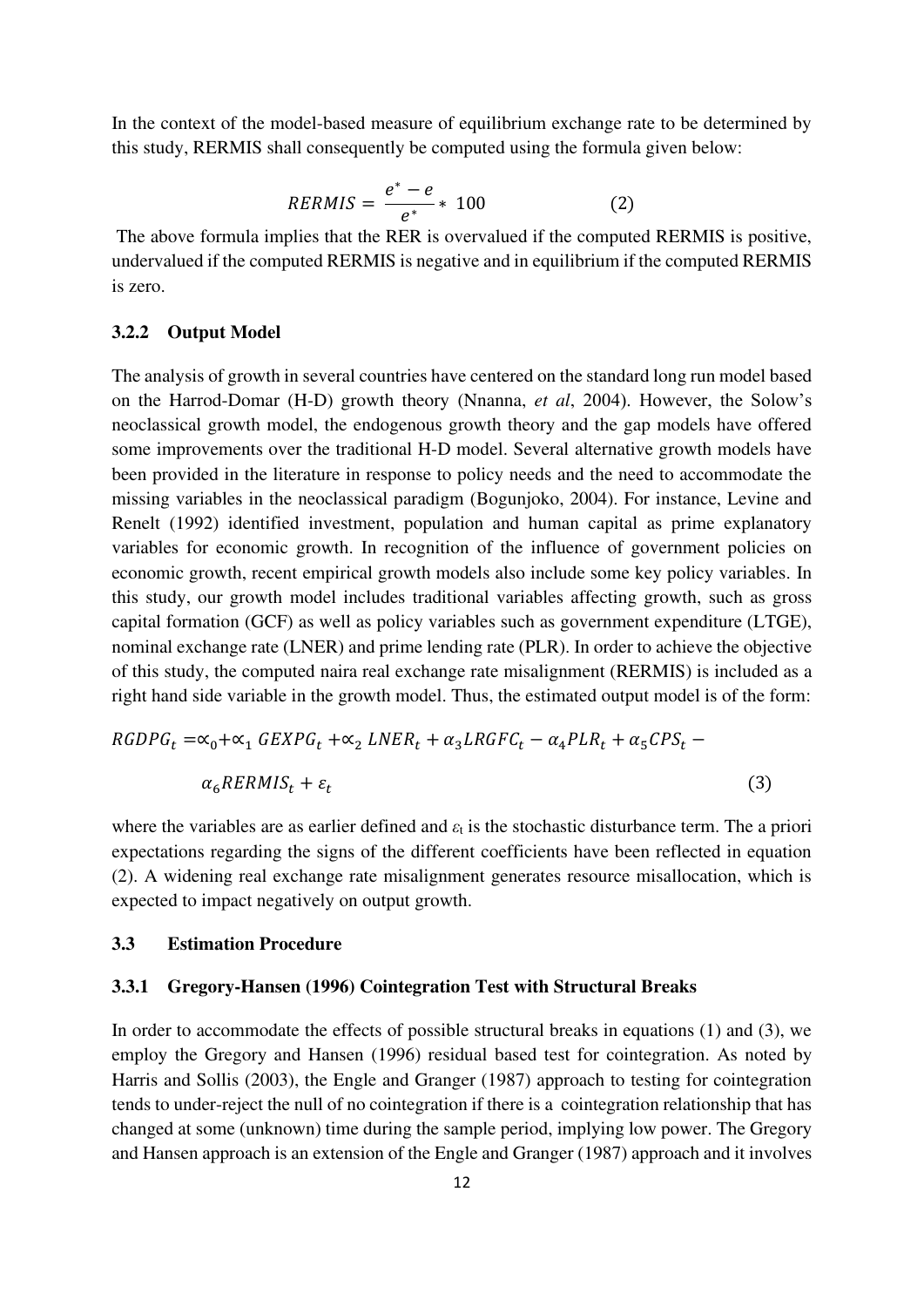In the context of the model-based measure of equilibrium exchange rate to be determined by this study, RERMIS shall consequently be computed using the formula given below:

$$RERMIS = \frac{e^* - e}{e^*} * 100 \qquad (2)$$

The above formula implies that the RER is overvalued if the computed RERMIS is positive, undervalued if the computed RERMIS is negative and in equilibrium if the computed RERMIS is zero.

### 3.2.2 Output Model

The analysis of growth in several countries have centered on the standard long run model based on the Harrod-Domar (H-D) growth theory (Nnanna, *et al*, 2004). However, the Solow's neoclassical growth model, the endogenous growth theory and the gap models have offered some improvements over the traditional H-D model. Several alternative growth models have been provided in the literature in response to policy needs and the need to accommodate the missing variables in the neoclassical paradigm (Bogunjoko, 2004). For instance, Levine and Renelt (1992) identified investment, population and human capital as prime explanatory variables for economic growth. In recognition of the influence of government policies on economic growth, recent empirical growth models also include some key policy variables. In this study, our growth model includes traditional variables affecting growth, such as gross capital formation (GCF) as well as policy variables such as government expenditure (LTGE), nominal exchange rate (LNER) and prime lending rate (PLR). In order to achieve the objective of this study, the computed naira real exchange rate misalignment (RERMIS) is included as a right hand side variable in the growth model. Thus, the estimated output model is of the form:

$$RGDPG_t = \alpha_0 + \alpha_1 \, GEXPG_t + \alpha_2 \, LNER_t + \alpha_3 LRGFC_t - \alpha_4 PLR_t + \alpha_5 CPS_t - \alpha_6 RERMIS_t + \varepsilon_t \qquad (3)$$

where the variables are as earlier defined and $\varepsilon_t$ is the stochastic disturbance term. The a priori expectations regarding the signs of the different coefficients have been reflected in equation (2). A widening real exchange rate misalignment generates resource misallocation, which is expected to impact negatively on output growth.

## 3.3 Estimation Procedure

### 3.3.1 Gregory-Hansen (1996) Cointegration Test with Structural Breaks

In order to accommodate the effects of possible structural breaks in equations (1) and (3), we employ the Gregory and Hansen (1996) residual based test for cointegration. As noted by Harris and Sollis (2003), the Engle and Granger (1987) approach to testing for cointegration tends to under-reject the null of no cointegration if there is a cointegration relationship that has changed at some (unknown) time during the sample period, implying low power. The Gregory and Hansen approach is an extension of the Engle and Granger (1987) approach and it involves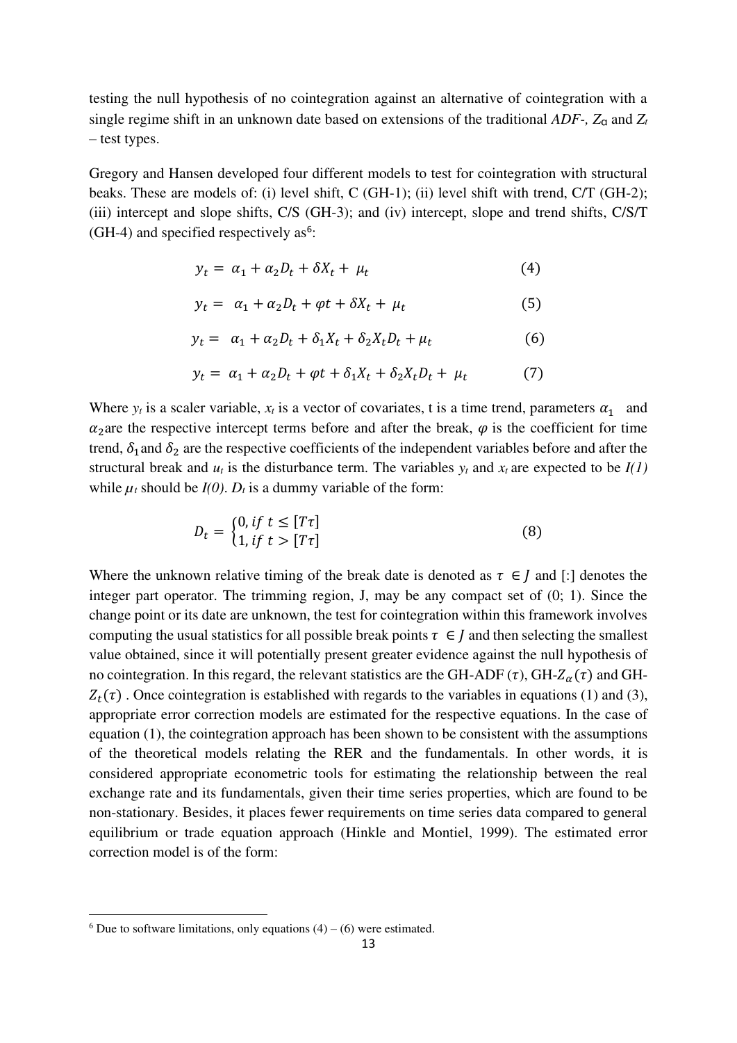testing the null hypothesis of no cointegration against an alternative of cointegration with a single regime shift in an unknown date based on extensions of the traditional *ADF-*, $Z_\alpha$ and $Z_t$ – test types.

Gregory and Hansen developed four different models to test for cointegration with structural beaks. These are models of: (i) level shift, C (GH-1); (ii) level shift with trend, C/T (GH-2); (iii) intercept and slope shifts, C/S (GH-3); and (iv) intercept, slope and trend shifts, C/S/T (GH-4) and specified respectively as[6]:

$$y_t = \alpha_1 + \alpha_2 D_t + \delta X_t + \mu_t \qquad (4)$$

$$y_t = \alpha_1 + \alpha_2 D_t + \varphi t + \delta X_t + \mu_t \qquad (5)$$

$$y_t = \alpha_1 + \alpha_2 D_t + \delta_1 X_t + \delta_2 X_t D_t + \mu_t \qquad (6)$$

$$y_t = \alpha_1 + \alpha_2 D_t + \varphi t + \delta_1 X_t + \delta_2 X_t D_t + \mu_t \qquad (7)$$

Where $y_t$ is a scaler variable, $x_t$ is a vector of covariates, t is a time trend, parameters $\alpha_1$ and $\alpha_2$ are the respective intercept terms before and after the break, $\varphi$ is the coefficient for time trend, $\delta_1$ and $\delta_2$ are the respective coefficients of the independent variables before and after the structural break and $u_t$ is the disturbance term. The variables $y_t$ and $x_t$ are expected to be *I(1)* while $\mu_t$ should be *I(0)*. $D_t$ is a dummy variable of the form:

$$D_t = \begin{cases} 0, \text{if } t \leq [T\tau] \\ 1, \text{if } t > [T\tau] \end{cases} \qquad (8)$$

Where the unknown relative timing of the break date is denoted as $\tau \in J$ and [:] denotes the integer part operator. The trimming region, J, may be any compact set of (0; 1). Since the change point or its date are unknown, the test for cointegration within this framework involves computing the usual statistics for all possible break points $\tau \in J$ and then selecting the smallest value obtained, since it will potentially present greater evidence against the null hypothesis of no cointegration. In this regard, the relevant statistics are the GH-ADF $(\tau)$, GH-$Z_\alpha(\tau)$ and GH-$Z_t(\tau)$. Once cointegration is established with regards to the variables in equations (1) and (3), appropriate error correction models are estimated for the respective equations. In the case of equation (1), the cointegration approach has been shown to be consistent with the assumptions of the theoretical models relating the RER and the fundamentals. In other words, it is considered appropriate econometric tools for estimating the relationship between the real exchange rate and its fundamentals, given their time series properties, which are found to be non-stationary. Besides, it places fewer requirements on time series data compared to general equilibrium or trade equation approach (Hinkle and Montiel, 1999). The estimated error correction model is of the form:

---

[6] Due to software limitations, only equations (4) – (6) were estimated.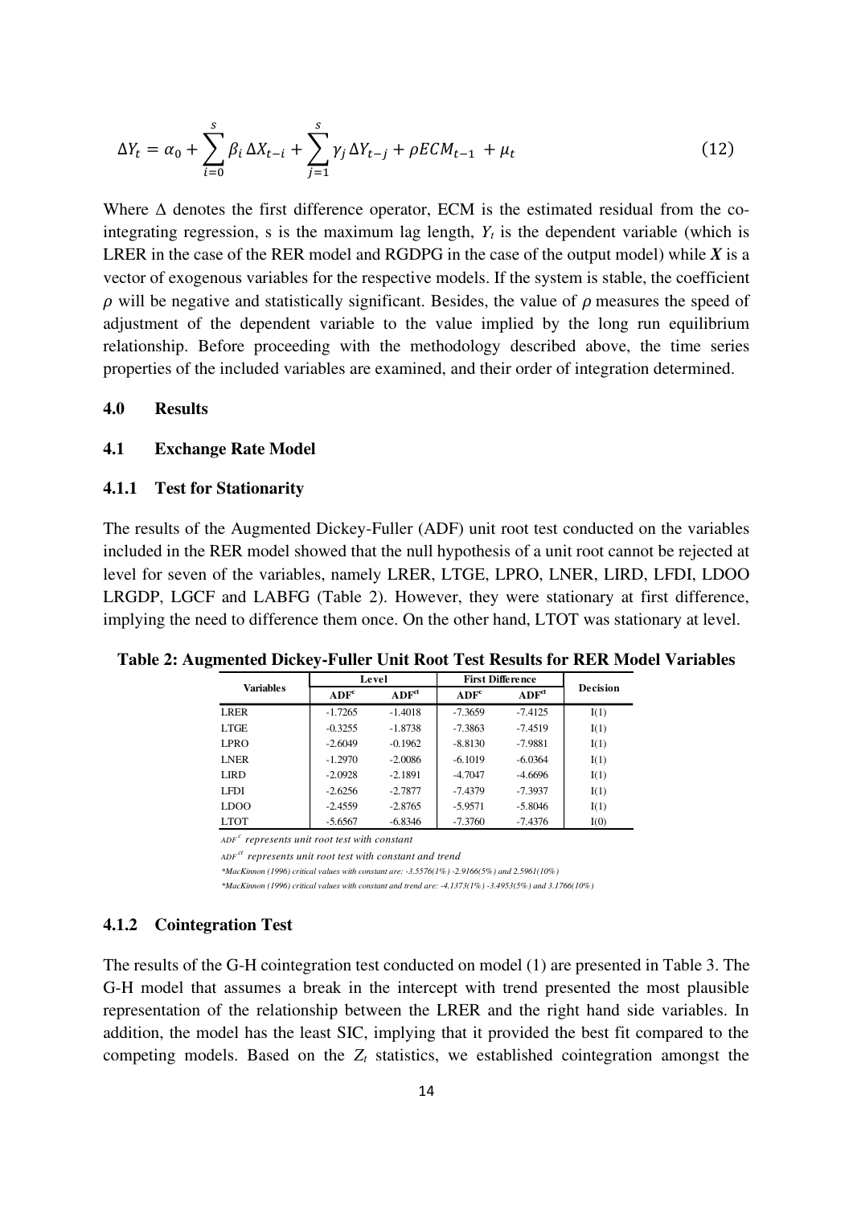$$\Delta Y_t = \alpha_0 + \sum_{i=0}^{s} \beta_i \Delta X_{t-i} + \sum_{j=1}^{s} \gamma_j \Delta Y_{t-j} + \rho ECM_{t-1} + \mu_t \tag{12}$$

Where $\Delta$ denotes the first difference operator, ECM is the estimated residual from the co-integrating regression, s is the maximum lag length, $Y_t$ is the dependent variable (which is LRER in the case of the RER model and RGDPG in the case of the output model) while $\boldsymbol{X}$ is a vector of exogenous variables for the respective models. If the system is stable, the coefficient $\rho$ will be negative and statistically significant. Besides, the value of $\rho$ measures the speed of adjustment of the dependent variable to the value implied by the long run equilibrium relationship. Before proceeding with the methodology described above, the time series properties of the included variables are examined, and their order of integration determined.

## 4.0 Results

### 4.1 Exchange Rate Model

#### 4.1.1 Test for Stationarity

The results of the Augmented Dickey-Fuller (ADF) unit root test conducted on the variables included in the RER model showed that the null hypothesis of a unit root cannot be rejected at level for seven of the variables, namely LRER, LTGE, LPRO, LNER, LIRD, LFDI, LDOO LRGDP, LGCF and LABFG (Table 2). However, they were stationary at first difference, implying the need to difference them once. On the other hand, LTOT was stationary at level.

**Table 2: Augmented Dickey-Fuller Unit Root Test Results for RER Model Variables**

| Variables | Level | | First Difference | | Decision |
|---|---|---|---|---|---|
| | $ADF^c$ | $ADF^{ct}$ | $ADF^c$ | $ADF^{ct}$ | |
| LRER | -1.7265 | -1.4018 | -7.3659 | -7.4125 | I(1) |
| LTGE | -0.3255 | -1.8738 | -7.3863 | -7.4519 | I(1) |
| LPRO | -2.6049 | -0.1962 | -8.8130 | -7.9881 | I(1) |
| LNER | -1.2970 | -2.0086 | -6.1019 | -6.0364 | I(1) |
| LIRD | -2.0928 | -2.1891 | -4.7047 | -4.6696 | I(1) |
| LFDI | -2.6256 | -2.7877 | -7.4379 | -7.3937 | I(1) |
| LDOO | -2.4559 | -2.8765 | -5.9571 | -5.8046 | I(1) |
| LTOT | -5.6567 | -6.8346 | -7.3760 | -7.4376 | I(0) |

*$ADF^c$ represents unit root test with constant*

*$ADF^{ct}$ represents unit root test with constant and trend*

*\*MacKinnon (1996) critical values with constant are: -3.5576(1%) -2.9166(5%) and 2.5961(10%)*

*\*MacKinnon (1996) critical values with constant and trend are: -4.1373(1%) -3.4953(5%) and 3.1766(10%)*

#### 4.1.2 Cointegration Test

The results of the G-H cointegration test conducted on model (1) are presented in Table 3. The G-H model that assumes a break in the intercept with trend presented the most plausible representation of the relationship between the LRER and the right hand side variables. In addition, the model has the least SIC, implying that it provided the best fit compared to the competing models. Based on the $Z_t$ statistics, we established cointegration amongst the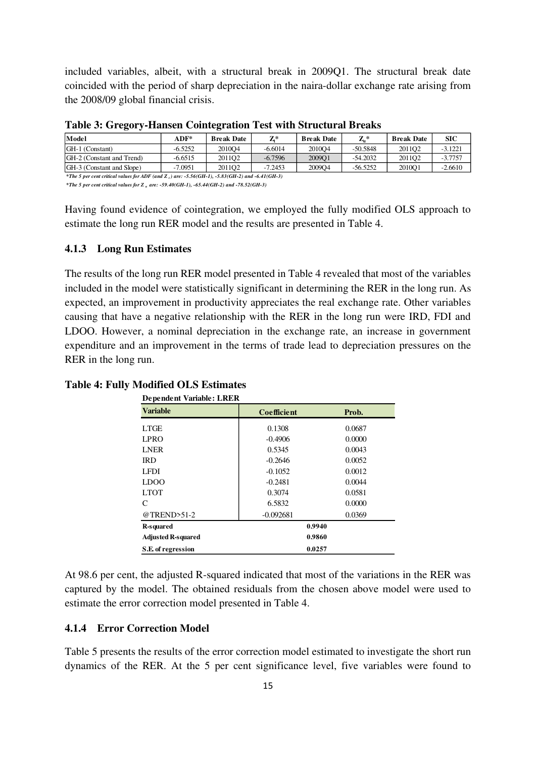included variables, albeit, with a structural break in 2009Q1. The structural break date coincided with the period of sharp depreciation in the naira-dollar exchange rate arising from the 2008/09 global financial crisis.

**Table 3: Gregory-Hansen Cointegration Test with Structural Breaks**

| Model | ADF* | Break Date | $Z_t$* | Break Date | $Z_\alpha$* | Break Date | SIC |
|---|---|---|---|---|---|---|---|
| GH-1 (Constant) | -6.5252 | 2010Q4 | -6.6014 | 2010Q4 | -50.5848 | 2011Q2 | -3.1221 |
| GH-2 (Constant and Trend) | -6.6515 | 2011Q2 | -6.7596 | 2009Q1 | -54.2032 | 2011Q2 | -3.7757 |
| GH-3 (Constant and Slope) | -7.0951 | 2011Q2 | -7.2453 | 2009Q4 | -56.5252 | 2010Q1 | -2.6610 |

**The 5 per cent critical values for ADF (and $Z_t$) are: -5.56(GH-1), -5.83(GH-2) and -6.41(GH-3)*

**The 5 per cent critical values for $Z_\alpha$ are: -59.40(GH-1), -65.44(GH-2) and -78.52(GH-3)*

Having found evidence of cointegration, we employed the fully modified OLS approach to estimate the long run RER model and the results are presented in Table 4.

### 4.1.3 Long Run Estimates

The results of the long run RER model presented in Table 4 revealed that most of the variables included in the model were statistically significant in determining the RER in the long run. As expected, an improvement in productivity appreciates the real exchange rate. Other variables causing that have a negative relationship with the RER in the long run were IRD, FDI and LDOO. However, a nominal depreciation in the exchange rate, an increase in government expenditure and an improvement in the terms of trade lead to depreciation pressures on the RER in the long run.

**Table 4: Fully Modified OLS Estimates**

**Dependent Variable: LRER**

| Variable | Coefficient | Prob. |
|---|---|---|
| LTGE | 0.1308 | 0.0687 |
| LPRO | -0.4906 | 0.0000 |
| LNER | 0.5345 | 0.0043 |
| IRD | -0.2646 | 0.0052 |
| LFDI | -0.1052 | 0.0012 |
| LDOO | -0.2481 | 0.0044 |
| LTOT | 0.3074 | 0.0581 |
| C | 6.5832 | 0.0000 |
| @TREND>51-2 | -0.092681 | 0.0369 |
| **R-squared** | **0.9940** | |
| **Adjusted R-squared** | **0.9860** | |
| **S.E. of regression** | **0.0257** | |

At 98.6 per cent, the adjusted R-squared indicated that most of the variations in the RER was captured by the model. The obtained residuals from the chosen above model were used to estimate the error correction model presented in Table 4.

### 4.1.4 Error Correction Model

Table 5 presents the results of the error correction model estimated to investigate the short run dynamics of the RER. At the 5 per cent significance level, five variables were found to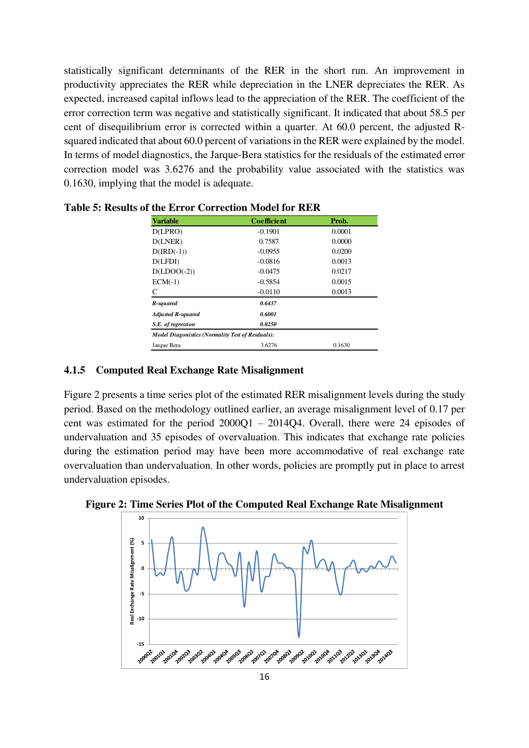statistically significant determinants of the RER in the short run. An improvement in productivity appreciates the RER while depreciation in the LNER depreciates the RER. As expected, increased capital inflows lead to the appreciation of the RER. The coefficient of the error correction term was negative and statistically significant. It indicated that about 58.5 per cent of disequilibrium error is corrected within a quarter. At 60.0 percent, the adjusted R-squared indicated that about 60.0 percent of variations in the RER were explained by the model. In terms of model diagnostics, the Jarque-Bera statistics for the residuals of the estimated error correction model was 3.6276 and the probability value associated with the statistics was 0.1630, implying that the model is adequate.

**Table 5: Results of the Error Correction Model for RER**

| Variable | Coefficient | Prob. |
|---|---|---|
| D(LPRO) | -0.1901 | 0.0001 |
| D(LNER) | 0.7587 | 0.0000 |
| D(IRD(-1)) | -0.0955 | 0.0200 |
| D(LFDI) | -0.0816 | 0.0013 |
| D(LDOO(-2)) | -0.0475 | 0.0217 |
| ECM(-1) | -0.5854 | 0.0015 |
| C | -0.0110 | 0.0013 |
| ***R-squared*** | ***0.6437*** | |
| ***Adjusted R-squared*** | ***0.6001*** | |
| ***S.E. of regression*** | ***0.0250*** | |
| ***Model Diagonistics (Normality Test of Resduals):*** | | |
| Jarque Bera | 3.6276 | 0.1630 |

### 4.1.5 Computed Real Exchange Rate Misalignment

Figure 2 presents a time series plot of the estimated RER misalignment levels during the study period. Based on the methodology outlined earlier, an average misalignment level of 0.17 per cent was estimated for the period 2000Q1 – 2014Q4. Overall, there were 24 episodes of undervaluation and 35 episodes of overvaluation. This indicates that exchange rate policies during the estimation period may have been more accommodative of real exchange rate overvaluation than undervaluation. In other words, policies are promptly put in place to arrest undervaluation episodes.

**Figure 2: Time Series Plot of the Computed Real Exchange Rate Misalignment**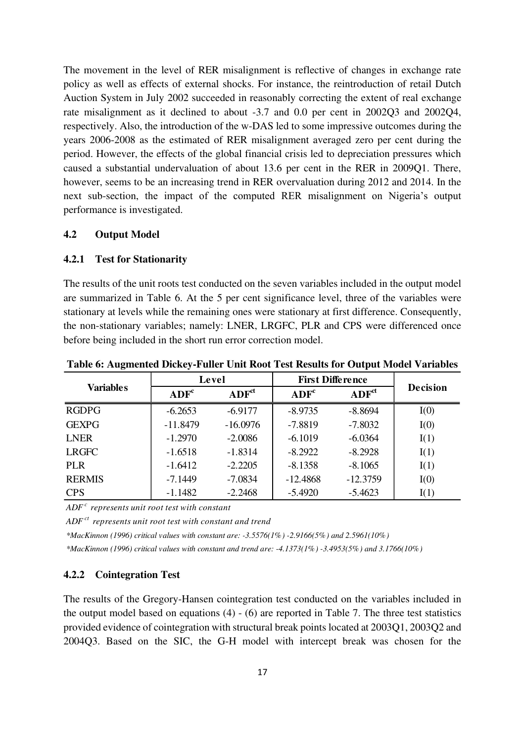The movement in the level of RER misalignment is reflective of changes in exchange rate policy as well as effects of external shocks. For instance, the reintroduction of retail Dutch Auction System in July 2002 succeeded in reasonably correcting the extent of real exchange rate misalignment as it declined to about -3.7 and 0.0 per cent in 2002Q3 and 2002Q4, respectively. Also, the introduction of the w-DAS led to some impressive outcomes during the years 2006-2008 as the estimated of RER misalignment averaged zero per cent during the period. However, the effects of the global financial crisis led to depreciation pressures which caused a substantial undervaluation of about 13.6 per cent in the RER in 2009Q1. There, however, seems to be an increasing trend in RER overvaluation during 2012 and 2014. In the next sub-section, the impact of the computed RER misalignment on Nigeria's output performance is investigated.

### 4.2 Output Model

#### 4.2.1 Test for Stationarity

The results of the unit roots test conducted on the seven variables included in the output model are summarized in Table 6. At the 5 per cent significance level, three of the variables were stationary at levels while the remaining ones were stationary at first difference. Consequently, the non-stationary variables; namely: LNER, LRGFC, PLR and CPS were differenced once before being included in the short run error correction model.

**Table 6: Augmented Dickey-Fuller Unit Root Test Results for Output Model Variables**

| Variables | Level | | First Difference | | Decision |
|---|---|---|---|---|---|
| | $ADF^{c}$ | $ADF^{ct}$ | $ADF^{c}$ | $ADF^{ct}$ | |
| RGDPG | -6.2653 | -6.9177 | -8.9735 | -8.8694 | I(0) |
| GEXPG | -11.8479 | -16.0976 | -7.8819 | -7.8032 | I(0) |
| LNER | -1.2970 | -2.0086 | -6.1019 | -6.0364 | I(1) |
| LRGFC | -1.6518 | -1.8314 | -8.2922 | -8.2928 | I(1) |
| PLR | -1.6412 | -2.2205 | -8.1358 | -8.1065 | I(1) |
| RERMIS | -7.1449 | -7.0834 | -12.4868 | -12.3759 | I(0) |
| CPS | -1.1482 | -2.2468 | -5.4920 | -5.4623 | I(1) |

*$ADF^{c}$ represents unit root test with constant*

*$ADF^{ct}$ represents unit root test with constant and trend*

*\*MacKinnon (1996) critical values with constant are: -3.5576(1%) -2.9166(5%) and 2.5961(10%)*

*\*MacKinnon (1996) critical values with constant and trend are: -4.1373(1%) -3.4953(5%) and 3.1766(10%)*

#### 4.2.2 Cointegration Test

The results of the Gregory-Hansen cointegration test conducted on the variables included in the output model based on equations (4) - (6) are reported in Table 7. The three test statistics provided evidence of cointegration with structural break points located at 2003Q1, 2003Q2 and 2004Q3. Based on the SIC, the G-H model with intercept break was chosen for the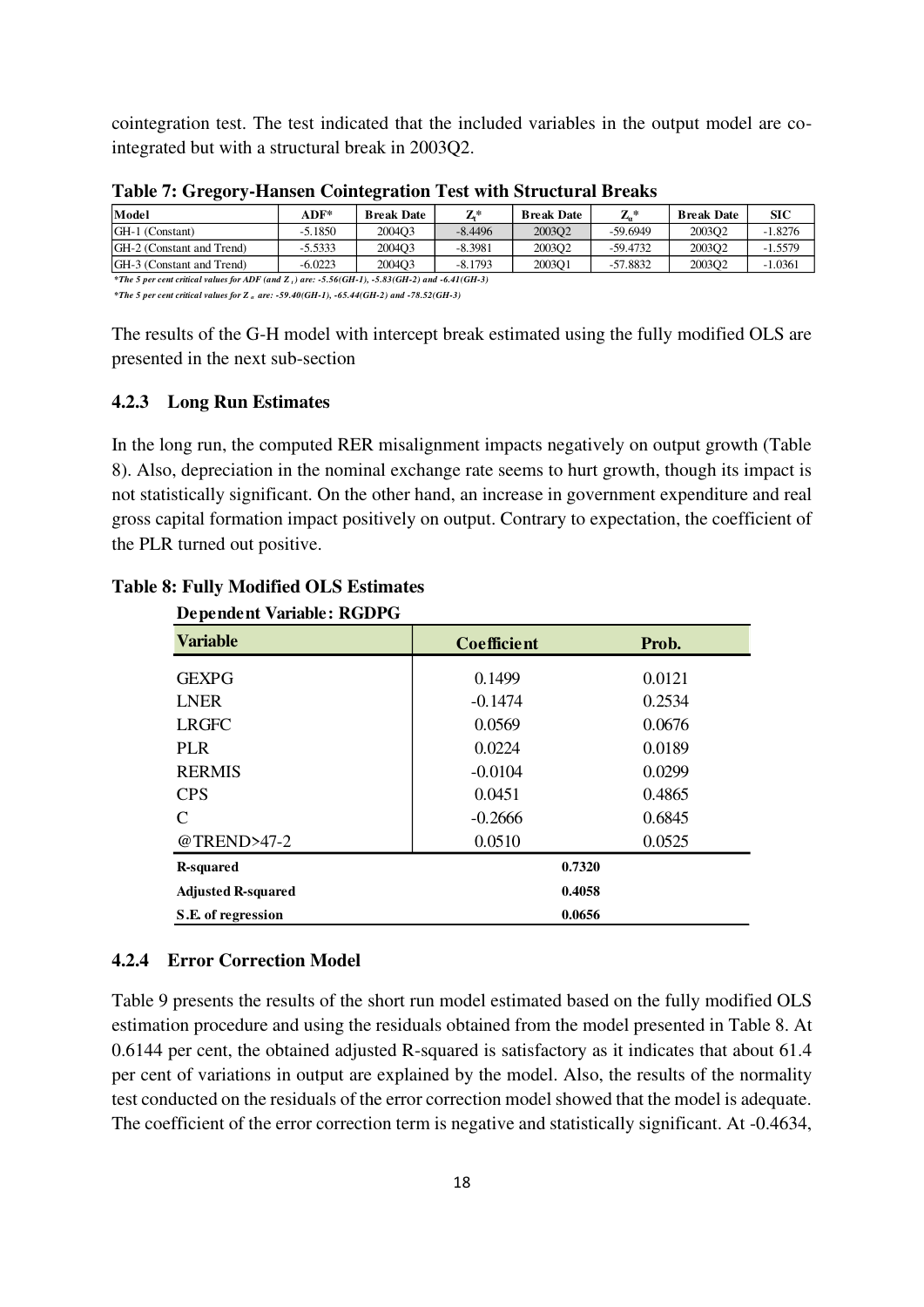cointegration test. The test indicated that the included variables in the output model are co-integrated but with a structural break in 2003Q2.

**Table 7: Gregory-Hansen Cointegration Test with Structural Breaks**

| Model | ADF* | Break Date | $Z_t$* | Break Date | $Z_a$* | Break Date | SIC |
|---|---|---|---|---|---|---|---|
| GH-1 (Constant) | -5.1850 | 2004Q3 | -8.4496 | 2003Q2 | -59.6949 | 2003Q2 | -1.8276 |
| GH-2 (Constant and Trend) | -5.5333 | 2004Q3 | -8.3981 | 2003Q2 | -59.4732 | 2003Q2 | -1.5579 |
| GH-3 (Constant and Trend) | -6.0223 | 2004Q3 | -8.1793 | 2003Q1 | -57.8832 | 2003Q2 | -1.0361 |

*\*The 5 per cent critical values for ADF (and $Z_t$) are: -5.56(GH-1), -5.83(GH-2) and -6.41(GH-3)*

*\*The 5 per cent critical values for $Z_a$ are: -59.40(GH-1), -65.44(GH-2) and -78.52(GH-3)*

The results of the G-H model with intercept break estimated using the fully modified OLS are presented in the next sub-section

### 4.2.3 Long Run Estimates

In the long run, the computed RER misalignment impacts negatively on output growth (Table 8). Also, depreciation in the nominal exchange rate seems to hurt growth, though its impact is not statistically significant. On the other hand, an increase in government expenditure and real gross capital formation impact positively on output. Contrary to expectation, the coefficient of the PLR turned out positive.

**Table 8: Fully Modified OLS Estimates**

**Dependent Variable: RGDPG**

| Variable | Coefficient | Prob. |
|---|---|---|
| GEXPG | 0.1499 | 0.0121 |
| LNER | -0.1474 | 0.2534 |
| LRGFC | 0.0569 | 0.0676 |
| PLR | 0.0224 | 0.0189 |
| RERMIS | -0.0104 | 0.0299 |
| CPS | 0.0451 | 0.4865 |
| C | -0.2666 | 0.6845 |
| @TREND>47-2 | 0.0510 | 0.0525 |
| **R-squared** | **0.7320** | |
| **Adjusted R-squared** | **0.4058** | |
| **S.E. of regression** | **0.0656** | |

### 4.2.4 Error Correction Model

Table 9 presents the results of the short run model estimated based on the fully modified OLS estimation procedure and using the residuals obtained from the model presented in Table 8. At 0.6144 per cent, the obtained adjusted R-squared is satisfactory as it indicates that about 61.4 per cent of variations in output are explained by the model. Also, the results of the normality test conducted on the residuals of the error correction model showed that the model is adequate. The coefficient of the error correction term is negative and statistically significant. At -0.4634,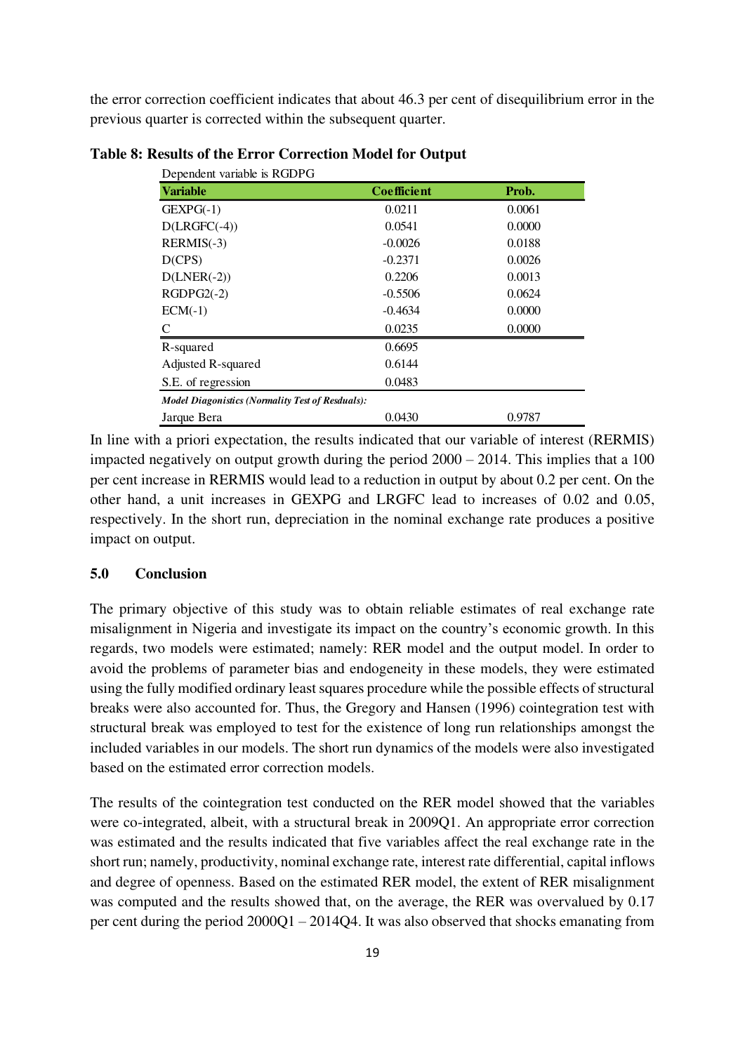the error correction coefficient indicates that about 46.3 per cent of disequilibrium error in the previous quarter is corrected within the subsequent quarter.

**Table 8: Results of the Error Correction Model for Output**

Dependent variable is RGDPG

| Variable | Coefficient | Prob. |
|---|---|---|
| GEXPG(-1) | 0.0211 | 0.0061 |
| D(LRGFC(-4)) | 0.0541 | 0.0000 |
| RERMIS(-3) | -0.0026 | 0.0188 |
| D(CPS) | -0.2371 | 0.0026 |
| D(LNER(-2)) | 0.2206 | 0.0013 |
| RGDPG2(-2) | -0.5506 | 0.0624 |
| ECM(-1) | -0.4634 | 0.0000 |
| C | 0.0235 | 0.0000 |
| R-squared | 0.6695 | |
| Adjusted R-squared | 0.6144 | |
| S.E. of regression | 0.0483 | |
| ***Model Diagonistics (Normality Test of Resduals):*** | | |
| Jarque Bera | 0.0430 | 0.9787 |

In line with a priori expectation, the results indicated that our variable of interest (RERMIS) impacted negatively on output growth during the period 2000 – 2014. This implies that a 100 per cent increase in RERMIS would lead to a reduction in output by about 0.2 per cent. On the other hand, a unit increases in GEXPG and LRGFC lead to increases of 0.02 and 0.05, respectively. In the short run, depreciation in the nominal exchange rate produces a positive impact on output.

## 5.0 Conclusion

The primary objective of this study was to obtain reliable estimates of real exchange rate misalignment in Nigeria and investigate its impact on the country's economic growth. In this regards, two models were estimated; namely: RER model and the output model. In order to avoid the problems of parameter bias and endogeneity in these models, they were estimated using the fully modified ordinary least squares procedure while the possible effects of structural breaks were also accounted for. Thus, the Gregory and Hansen (1996) cointegration test with structural break was employed to test for the existence of long run relationships amongst the included variables in our models. The short run dynamics of the models were also investigated based on the estimated error correction models.

The results of the cointegration test conducted on the RER model showed that the variables were co-integrated, albeit, with a structural break in 2009Q1. An appropriate error correction was estimated and the results indicated that five variables affect the real exchange rate in the short run; namely, productivity, nominal exchange rate, interest rate differential, capital inflows and degree of openness. Based on the estimated RER model, the extent of RER misalignment was computed and the results showed that, on the average, the RER was overvalued by 0.17 per cent during the period 2000Q1 – 2014Q4. It was also observed that shocks emanating from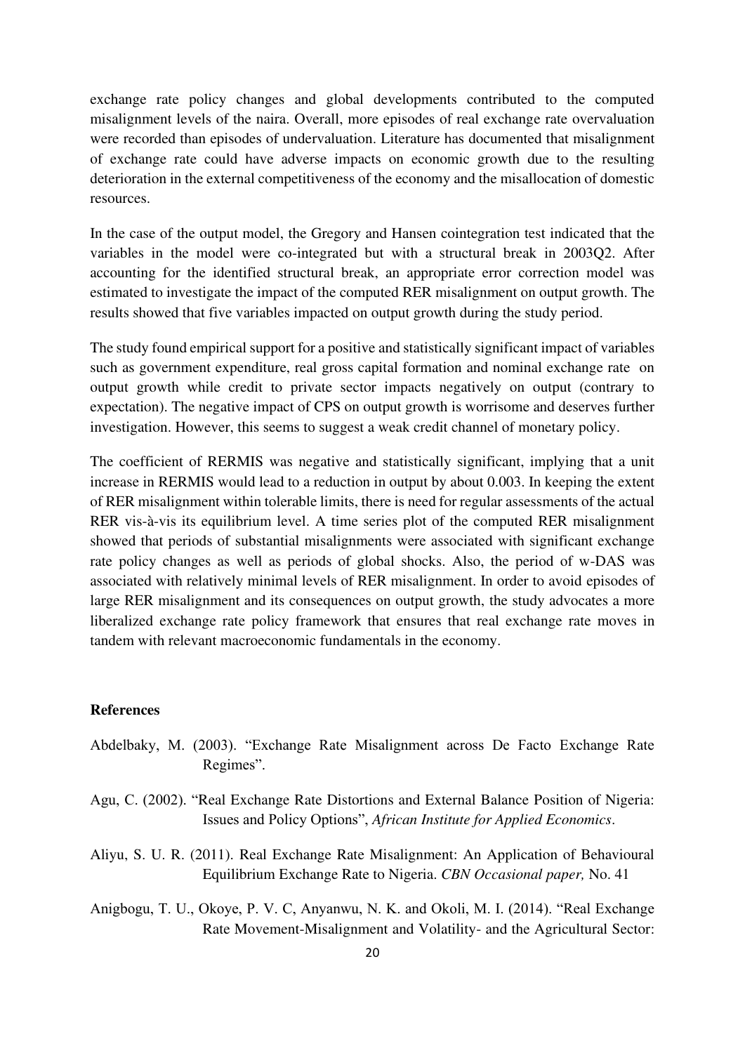exchange rate policy changes and global developments contributed to the computed misalignment levels of the naira. Overall, more episodes of real exchange rate overvaluation were recorded than episodes of undervaluation. Literature has documented that misalignment of exchange rate could have adverse impacts on economic growth due to the resulting deterioration in the external competitiveness of the economy and the misallocation of domestic resources.

In the case of the output model, the Gregory and Hansen cointegration test indicated that the variables in the model were co-integrated but with a structural break in 2003Q2. After accounting for the identified structural break, an appropriate error correction model was estimated to investigate the impact of the computed RER misalignment on output growth. The results showed that five variables impacted on output growth during the study period.

The study found empirical support for a positive and statistically significant impact of variables such as government expenditure, real gross capital formation and nominal exchange rate on output growth while credit to private sector impacts negatively on output (contrary to expectation). The negative impact of CPS on output growth is worrisome and deserves further investigation. However, this seems to suggest a weak credit channel of monetary policy.

The coefficient of RERMIS was negative and statistically significant, implying that a unit increase in RERMIS would lead to a reduction in output by about 0.003. In keeping the extent of RER misalignment within tolerable limits, there is need for regular assessments of the actual RER vis-à-vis its equilibrium level. A time series plot of the computed RER misalignment showed that periods of substantial misalignments were associated with significant exchange rate policy changes as well as periods of global shocks. Also, the period of w-DAS was associated with relatively minimal levels of RER misalignment. In order to avoid episodes of large RER misalignment and its consequences on output growth, the study advocates a more liberalized exchange rate policy framework that ensures that real exchange rate moves in tandem with relevant macroeconomic fundamentals in the economy.

**References**

Abdelbaky, M. (2003). "Exchange Rate Misalignment across De Facto Exchange Rate Regimes".

Agu, C. (2002). "Real Exchange Rate Distortions and External Balance Position of Nigeria: Issues and Policy Options", *African Institute for Applied Economics*.

Aliyu, S. U. R. (2011). Real Exchange Rate Misalignment: An Application of Behavioural Equilibrium Exchange Rate to Nigeria. *CBN Occasional paper,* No. 41

Anigbogu, T. U., Okoye, P. V. C, Anyanwu, N. K. and Okoli, M. I. (2014). "Real Exchange Rate Movement-Misalignment and Volatility- and the Agricultural Sector: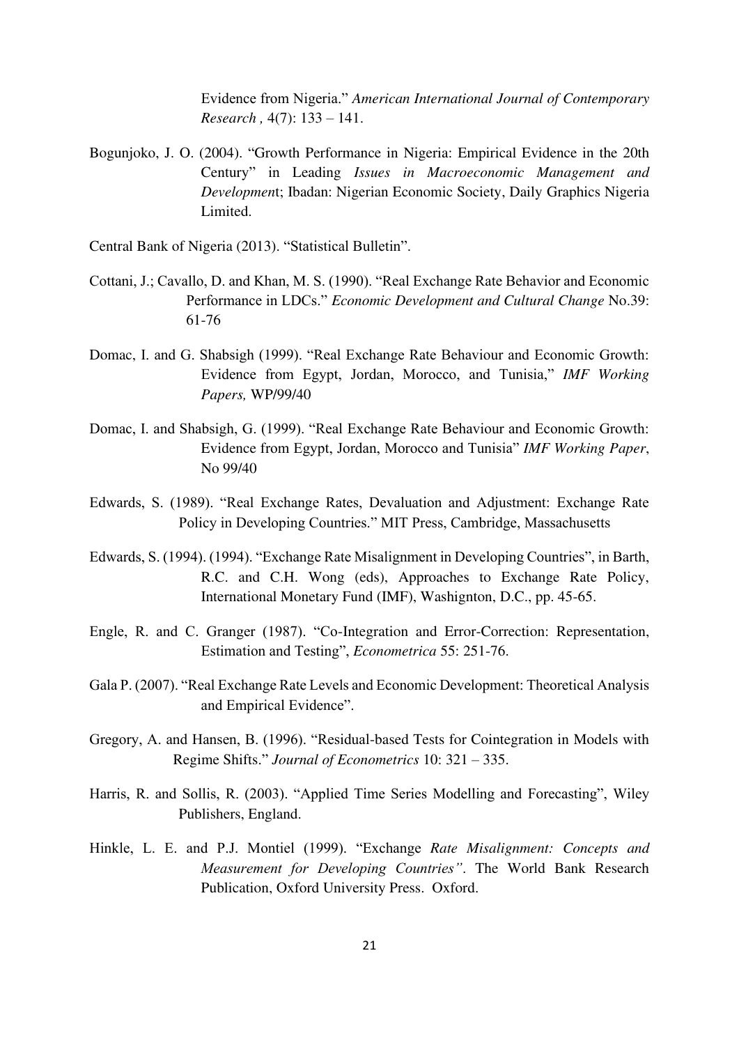Evidence from Nigeria." *American International Journal of Contemporary Research ,* 4(7): 133 – 141.

Bogunjoko, J. O. (2004). "Growth Performance in Nigeria: Empirical Evidence in the 20th Century" in Leading *Issues in Macroeconomic Management and Developmen*t; Ibadan: Nigerian Economic Society, Daily Graphics Nigeria Limited.

Central Bank of Nigeria (2013). "Statistical Bulletin".

Cottani, J.; Cavallo, D. and Khan, M. S. (1990). "Real Exchange Rate Behavior and Economic Performance in LDCs." *Economic Development and Cultural Change* No.39: 61-76

Domac, I. and G. Shabsigh (1999). "Real Exchange Rate Behaviour and Economic Growth: Evidence from Egypt, Jordan, Morocco, and Tunisia," *IMF Working Papers,* WP/99/40

Domac, I. and Shabsigh, G. (1999). "Real Exchange Rate Behaviour and Economic Growth: Evidence from Egypt, Jordan, Morocco and Tunisia" *IMF Working Paper*, No 99/40

Edwards, S. (1989). "Real Exchange Rates, Devaluation and Adjustment: Exchange Rate Policy in Developing Countries." MIT Press, Cambridge, Massachusetts

Edwards, S. (1994). (1994). "Exchange Rate Misalignment in Developing Countries", in Barth, R.C. and C.H. Wong (eds), Approaches to Exchange Rate Policy, International Monetary Fund (IMF), Washignton, D.C., pp. 45-65.

Engle, R. and C. Granger (1987). "Co-Integration and Error-Correction: Representation, Estimation and Testing", *Econometrica* 55: 251-76.

Gala P. (2007). "Real Exchange Rate Levels and Economic Development: Theoretical Analysis and Empirical Evidence".

Gregory, A. and Hansen, B. (1996). "Residual-based Tests for Cointegration in Models with Regime Shifts." *Journal of Econometrics* 10: 321 – 335.

Harris, R. and Sollis, R. (2003). "Applied Time Series Modelling and Forecasting", Wiley Publishers, England.

Hinkle, L. E. and P.J. Montiel (1999). "Exchange *Rate Misalignment: Concepts and Measurement for Developing Countries"*. The World Bank Research Publication, Oxford University Press. Oxford.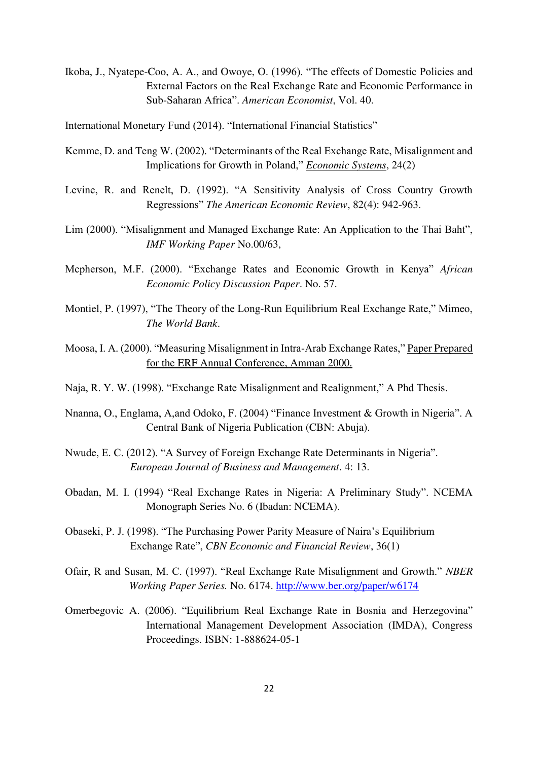Ikoba, J., Nyatepe-Coo, A. A., and Owoye, O. (1996). "The effects of Domestic Policies and External Factors on the Real Exchange Rate and Economic Performance in Sub-Saharan Africa". *American Economist*, Vol. 40.

International Monetary Fund (2014). "International Financial Statistics"

Kemme, D. and Teng W. (2002). "Determinants of the Real Exchange Rate, Misalignment and Implications for Growth in Poland," *Economic Systems*, 24(2)

Levine, R. and Renelt, D. (1992). "A Sensitivity Analysis of Cross Country Growth Regressions" *The American Economic Review*, 82(4): 942-963.

Lim (2000). "Misalignment and Managed Exchange Rate: An Application to the Thai Baht", *IMF Working Paper* No.00/63,

Mcpherson, M.F. (2000). "Exchange Rates and Economic Growth in Kenya" *African Economic Policy Discussion Paper*. No. 57.

Montiel, P. (1997), "The Theory of the Long-Run Equilibrium Real Exchange Rate," Mimeo, *The World Bank*.

Moosa, I. A. (2000). "Measuring Misalignment in Intra-Arab Exchange Rates," Paper Prepared for the ERF Annual Conference, Amman 2000.

Naja, R. Y. W. (1998). "Exchange Rate Misalignment and Realignment," A Phd Thesis.

Nnanna, O., Englama, A,and Odoko, F. (2004) "Finance Investment & Growth in Nigeria". A Central Bank of Nigeria Publication (CBN: Abuja).

Nwude, E. C. (2012). "A Survey of Foreign Exchange Rate Determinants in Nigeria". *European Journal of Business and Management*. 4: 13.

Obadan, M. I. (1994) "Real Exchange Rates in Nigeria: A Preliminary Study". NCEMA Monograph Series No. 6 (Ibadan: NCEMA).

Obaseki, P. J. (1998). "The Purchasing Power Parity Measure of Naira's Equilibrium Exchange Rate", *CBN Economic and Financial Review*, 36(1)

Ofair, R and Susan, M. C. (1997). "Real Exchange Rate Misalignment and Growth." *NBER Working Paper Series.* No. 6174. http://www.ber.org/paper/w6174

Omerbegovic A. (2006). "Equilibrium Real Exchange Rate in Bosnia and Herzegovina" International Management Development Association (IMDA), Congress Proceedings. ISBN: 1-888624-05-1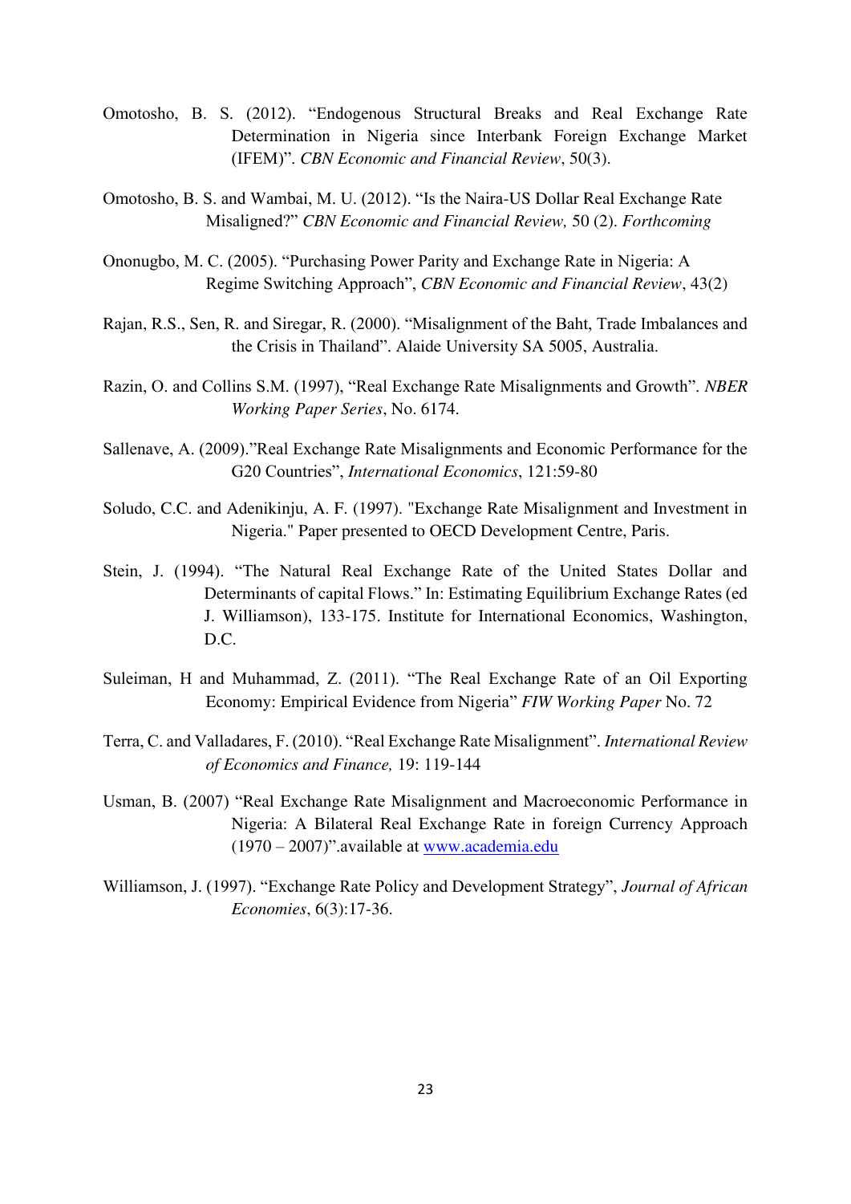Omotosho, B. S. (2012). "Endogenous Structural Breaks and Real Exchange Rate Determination in Nigeria since Interbank Foreign Exchange Market (IFEM)". *CBN Economic and Financial Review*, 50(3).

Omotosho, B. S. and Wambai, M. U. (2012). "Is the Naira-US Dollar Real Exchange Rate Misaligned?" *CBN Economic and Financial Review,* 50 (2). *Forthcoming*

Ononugbo, M. C. (2005). "Purchasing Power Parity and Exchange Rate in Nigeria: A Regime Switching Approach", *CBN Economic and Financial Review*, 43(2)

Rajan, R.S., Sen, R. and Siregar, R. (2000). "Misalignment of the Baht, Trade Imbalances and the Crisis in Thailand". Alaide University SA 5005, Australia.

Razin, O. and Collins S.M. (1997), "Real Exchange Rate Misalignments and Growth". *NBER Working Paper Series*, No. 6174.

Sallenave, A. (2009)."Real Exchange Rate Misalignments and Economic Performance for the G20 Countries", *International Economics*, 121:59-80

Soludo, C.C. and Adenikinju, A. F. (1997). "Exchange Rate Misalignment and Investment in Nigeria." Paper presented to OECD Development Centre, Paris.

Stein, J. (1994). "The Natural Real Exchange Rate of the United States Dollar and Determinants of capital Flows." In: Estimating Equilibrium Exchange Rates (ed J. Williamson), 133-175. Institute for International Economics, Washington, D.C.

Suleiman, H and Muhammad, Z. (2011). "The Real Exchange Rate of an Oil Exporting Economy: Empirical Evidence from Nigeria" *FIW Working Paper* No. 72

Terra, C. and Valladares, F. (2010). "Real Exchange Rate Misalignment". *International Review of Economics and Finance,* 19: 119-144

Usman, B. (2007) "Real Exchange Rate Misalignment and Macroeconomic Performance in Nigeria: A Bilateral Real Exchange Rate in foreign Currency Approach (1970 – 2007)".available at www.academia.edu

Williamson, J. (1997). "Exchange Rate Policy and Development Strategy", *Journal of African Economies*, 6(3):17-36.